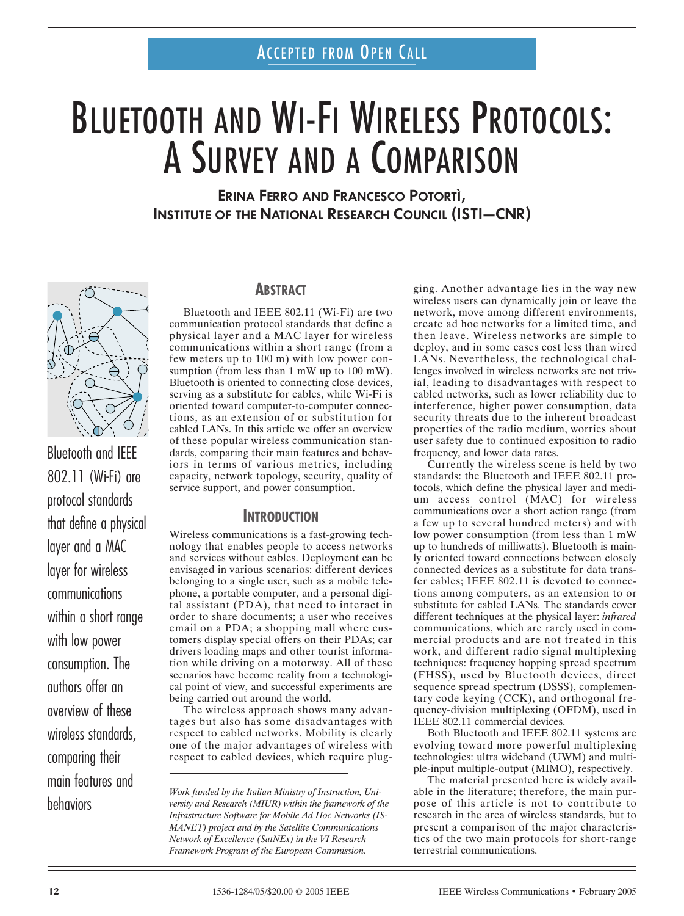ACCEPTED FROM OPEN CALL

# Bluetooth and Wi-Fi Wireless Protocols: A Survey and a Comparison

**Erina Ferro and Francesco Potortì, Institute of the National Research Council (ISTI—CNR)**

Bluetooth and IEEE 802.11 (Wi-Fi) are protocol standards that define a physical layer and a MAC layer for wireless communications within a short range with low power consumption. The authors offer an overview of these wireless standards, comparing their main features and behaviors

## Abstract

Bluetooth and IEEE 802.11 (Wi-Fi) are two communication protocol standards that define a physical layer and a MAC layer for wireless communications within a short range (from a few meters up to 100 m) with low power consumption (from less than 1 mW up to 100 mW). Bluetooth is oriented to connecting close devices, serving as a substitute for cables, while Wi-Fi is oriented toward computer-to-computer connections, as an extension of or substitution for cabled LANs. In this article we offer an overview of these popular wireless communication standards, comparing their main features and behaviors in terms of various metrics, including capacity, network topology, security, quality of service support, and power consumption.

## Introduction

Wireless communications is a fast-growing technology that enables people to access networks and services without cables. Deployment can be envisaged in various scenarios: different devices belonging to a single user, such as a mobile telephone, a portable computer, and a personal digital assistant (PDA), that need to interact in order to share documents; a user who receives email on a PDA; a shopping mall where customers display special offers on their PDAs; car drivers loading maps and other tourist information while driving on a motorway. All of these scenarios have become reality from a technological point of view, and successful experiments are being carried out around the world.

The wireless approach shows many advantages but also has some disadvantages with respect to cabled networks. Mobility is clearly one of the major advantages of wireless with respect to cabled devices, which require plugging. Another advantage lies in the way new wireless users can dynamically join or leave the network, move among different environments, create ad hoc networks for a limited time, and then leave. Wireless networks are simple to deploy, and in some cases cost less than wired LANs. Nevertheless, the technological challenges involved in wireless networks are not trivial, leading to disadvantages with respect to cabled networks, such as lower reliability due to interference, higher power consumption, data security threats due to the inherent broadcast properties of the radio medium, worries about user safety due to continued exposition to radio frequency, and lower data rates.

Currently the wireless scene is held by two standards: the Bluetooth and IEEE 802.11 protocols, which define the physical layer and medium access control (MAC) for wireless communications over a short action range (from a few up to several hundred meters) and with low power consumption (from less than 1 mW up to hundreds of milliwatts). Bluetooth is mainly oriented toward connections between closely connected devices as a substitute for data transfer cables; IEEE 802.11 is devoted to connections among computers, as an extension to or substitute for cabled LANs. The standards cover different techniques at the physical layer: *infrared* communications, which are rarely used in commercial products and are not treated in this work, and different radio signal multiplexing techniques: frequency hopping spread spectrum (FHSS), used by Bluetooth devices, direct sequence spread spectrum (DSSS), complementary code keying (CCK), and orthogonal frequency-division multiplexing (OFDM), used in IEEE 802.11 commercial devices.

Both Bluetooth and IEEE 802.11 systems are evolving toward more powerful multiplexing technologies: ultra wideband (UWM) and multiple-input multiple-output (MIMO), respectively.

The material presented here is widely available in the literature; therefore, the main purpose of this article is not to contribute to research in the area of wireless standards, but to present a comparison of the major characteristics of the two main protocols for short-range terrestrial communications.

*Work funded by the Italian Ministry of Instruction, University and Research (MIUR) within the framework of the Infrastructure Software for Mobile Ad Hoc Networks (IS-MANET) project and by the Satellite Communications Network of Excellence (SatNEx) in the VI Research Framework Program of the European Commission.*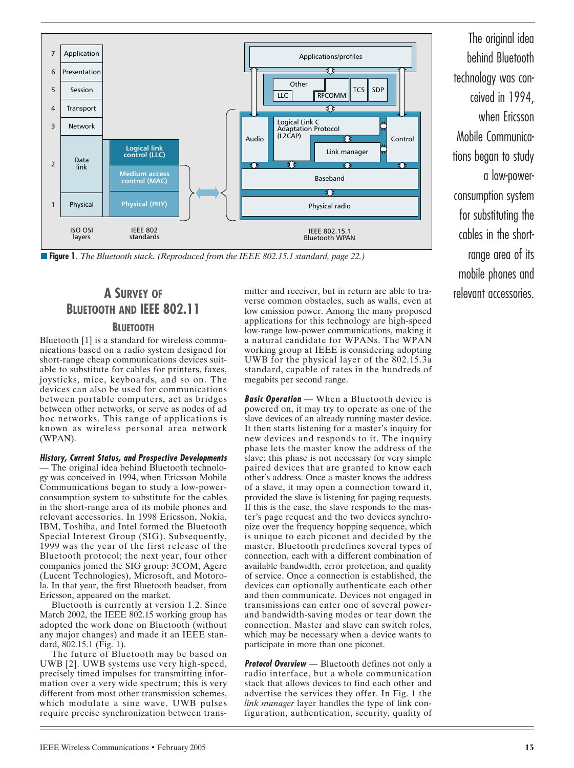7 Application
6 Presentation
5 Session
4 Transport
3 Network
2 Data link
1 Physical

ISO OSI layers

Logical link control (LLC)
Medium access control (MAC)
Physical (PHY)

IEEE 802 standards

Applications/profiles
Other
LLC
RFCOMM
TCS
SDP
Audio
Logical Link C Adaptation Protocol (L2CAP)
Link manager
Control
Baseband
Physical radio

IEEE 802.15.1 Bluetooth WPAN

**Figure 1**. *The Bluetooth stack. (Reproduced from the IEEE 802.15.1 standard, page 22.)*

> The original idea behind Bluetooth technology was conceived in 1994, when Ericsson Mobile Communications began to study a low-power-consumption system for substituting the cables in the short-range area of its mobile phones and relevant accessories.

## A Survey of Bluetooth and IEEE 802.11

### Bluetooth

Bluetooth [1] is a standard for wireless communications based on a radio system designed for short-range cheap communications devices suitable to substitute for cables for printers, faxes, joysticks, mice, keyboards, and so on. The devices can also be used for communications between portable computers, act as bridges between other networks, or serve as nodes of ad hoc networks. This range of applications is known as wireless personal area network (WPAN).

***History, Current Status, and Prospective Developments*** — The original idea behind Bluetooth technology was conceived in 1994, when Ericsson Mobile Communications began to study a low-power-consumption system to substitute for the cables in the short-range area of its mobile phones and relevant accessories. In 1998 Ericsson, Nokia, IBM, Toshiba, and Intel formed the Bluetooth Special Interest Group (SIG). Subsequently, 1999 was the year of the first release of the Bluetooth protocol; the next year, four other companies joined the SIG group: 3COM, Agere (Lucent Technologies), Microsoft, and Motorola. In that year, the first Bluetooth headset, from Ericsson, appeared on the market.

Bluetooth is currently at version 1.2. Since March 2002, the IEEE 802.15 working group has adopted the work done on Bluetooth (without any major changes) and made it an IEEE standard, 802.15.1 (Fig. 1).

The future of Bluetooth may be based on UWB [2]. UWB systems use very high-speed, precisely timed impulses for transmitting information over a very wide spectrum; this is very different from most other transmission schemes, which modulate a sine wave. UWB pulses require precise synchronization between transmitter and receiver, but in return are able to traverse common obstacles, such as walls, even at low emission power. Among the many proposed applications for this technology are high-speed low-range low-power communications, making it a natural candidate for WPANs. The WPAN working group at IEEE is considering adopting UWB for the physical layer of the 802.15.3a standard, capable of rates in the hundreds of megabits per second range.

***Basic Operation*** — When a Bluetooth device is powered on, it may try to operate as one of the slave devices of an already running master device. It then starts listening for a master's inquiry for new devices and responds to it. The inquiry phase lets the master know the address of the slave; this phase is not necessary for very simple paired devices that are granted to know each other's address. Once a master knows the address of a slave, it may open a connection toward it, provided the slave is listening for paging requests. If this is the case, the slave responds to the master's page request and the two devices synchronize over the frequency hopping sequence, which is unique to each piconet and decided by the master. Bluetooth predefines several types of connection, each with a different combination of available bandwidth, error protection, and quality of service. Once a connection is established, the devices can optionally authenticate each other and then communicate. Devices not engaged in transmissions can enter one of several power- and bandwidth-saving modes or tear down the connection. Master and slave can switch roles, which may be necessary when a device wants to participate in more than one piconet.

***Protocol Overview*** — Bluetooth defines not only a radio interface, but a whole communication stack that allows devices to find each other and advertise the services they offer. In Fig. 1 the *link manager* layer handles the type of link configuration, authentication, security, quality of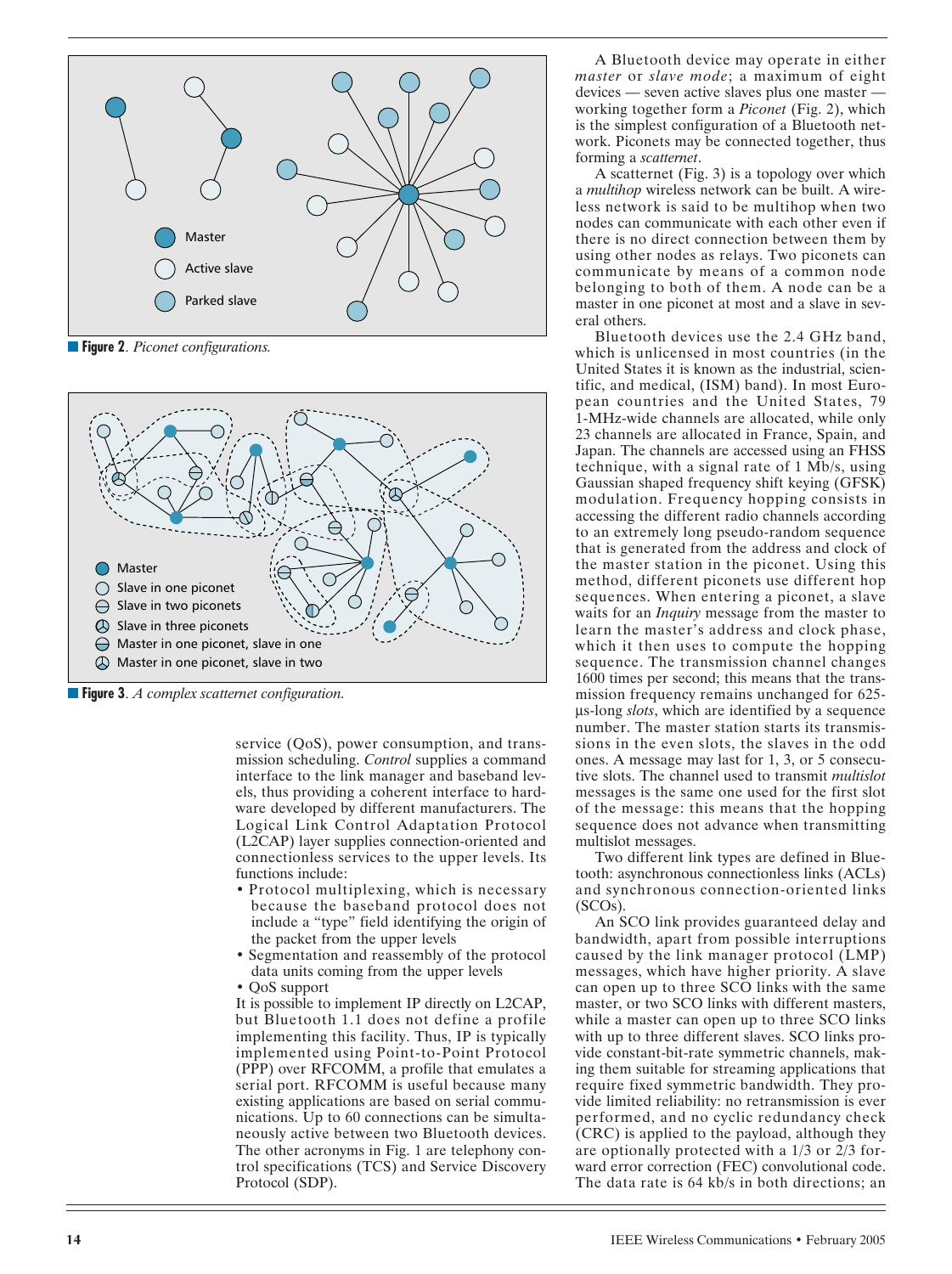**Figure 2.** *Piconet configurations.*

**Figure 3.** *A complex scatternet configuration.*

service (QoS), power consumption, and transmission scheduling. *Control* supplies a command interface to the link manager and baseband levels, thus providing a coherent interface to hardware developed by different manufacturers. The Logical Link Control Adaptation Protocol (L2CAP) layer supplies connection-oriented and connectionless services to the upper levels. Its functions include:

- Protocol multiplexing, which is necessary because the baseband protocol does not include a "type" field identifying the origin of the packet from the upper levels
- Segmentation and reassembly of the protocol data units coming from the upper levels
- QoS support

It is possible to implement IP directly on L2CAP, but Bluetooth 1.1 does not define a profile implementing this facility. Thus, IP is typically implemented using Point-to-Point Protocol (PPP) over RFCOMM, a profile that emulates a serial port. RFCOMM is useful because many existing applications are based on serial communications. Up to 60 connections can be simultaneously active between two Bluetooth devices. The other acronyms in Fig. 1 are telephony control specifications (TCS) and Service Discovery Protocol (SDP).

A Bluetooth device may operate in either *master* or *slave mode*; a maximum of eight devices — seven active slaves plus one master — working together form a *Piconet* (Fig. 2), which is the simplest configuration of a Bluetooth network. Piconets may be connected together, thus forming a *scatternet*.

A scatternet (Fig. 3) is a topology over which a *multihop* wireless network can be built. A wireless network is said to be multihop when two nodes can communicate with each other even if there is no direct connection between them by using other nodes as relays. Two piconets can communicate by means of a common node belonging to both of them. A node can be a master in one piconet at most and a slave in several others.

Bluetooth devices use the 2.4 GHz band, which is unlicensed in most countries (in the United States it is known as the industrial, scientific, and medical, (ISM) band). In most European countries and the United States, 79 1-MHz-wide channels are allocated, while only 23 channels are allocated in France, Spain, and Japan. The channels are accessed using an FHSS technique, with a signal rate of 1 Mb/s, using Gaussian shaped frequency shift keying (GFSK) modulation. Frequency hopping consists in accessing the different radio channels according to an extremely long pseudo-random sequence that is generated from the address and clock of the master station in the piconet. Using this method, different piconets use different hop sequences. When entering a piconet, a slave waits for an *Inquiry* message from the master to learn the master's address and clock phase, which it then uses to compute the hopping sequence. The transmission channel changes 1600 times per second; this means that the transmission frequency remains unchanged for 625-µs-long *slots*, which are identified by a sequence number. The master station starts its transmissions in the even slots, the slaves in the odd ones. A message may last for 1, 3, or 5 consecutive slots. The channel used to transmit *multislot* messages is the same one used for the first slot of the message: this means that the hopping sequence does not advance when transmitting multislot messages.

Two different link types are defined in Bluetooth: asynchronous connectionless links (ACLs) and synchronous connection-oriented links (SCOs).

An SCO link provides guaranteed delay and bandwidth, apart from possible interruptions caused by the link manager protocol (LMP) messages, which have higher priority. A slave can open up to three SCO links with the same master, or two SCO links with different masters, while a master can open up to three SCO links with up to three different slaves. SCO links provide constant-bit-rate symmetric channels, making them suitable for streaming applications that require fixed symmetric bandwidth. They provide limited reliability: no retransmission is ever performed, and no cyclic redundancy check (CRC) is applied to the payload, although they are optionally protected with a 1/3 or 2/3 forward error correction (FEC) convolutional code. The data rate is 64 kb/s in both directions; an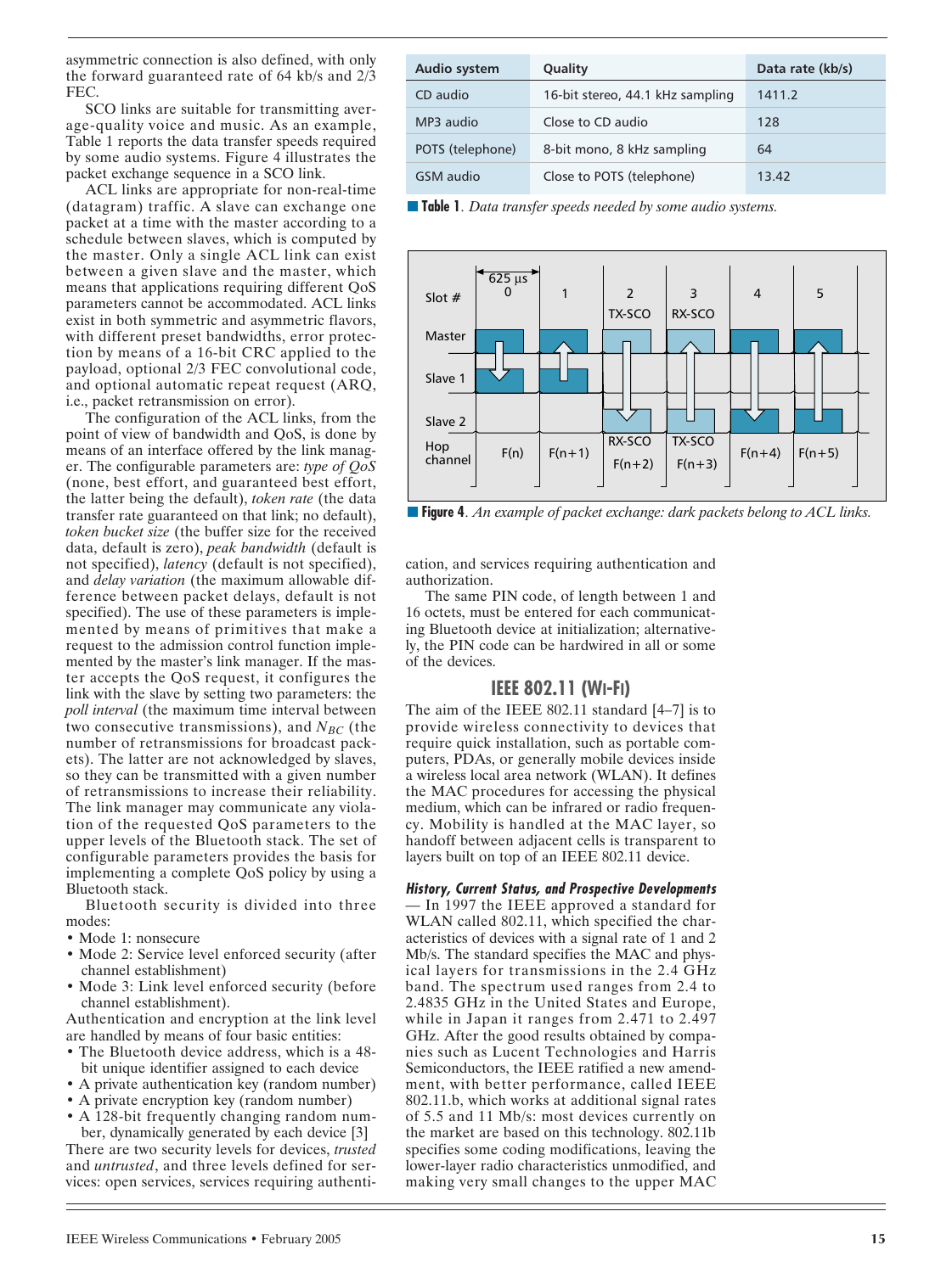asymmetric connection is also defined, with only the forward guaranteed rate of 64 kb/s and 2/3 FEC.

SCO links are suitable for transmitting average-quality voice and music. As an example, Table 1 reports the data transfer speeds required by some audio systems. Figure 4 illustrates the packet exchange sequence in a SCO link.

ACL links are appropriate for non-real-time (datagram) traffic. A slave can exchange one packet at a time with the master according to a schedule between slaves, which is computed by the master. Only a single ACL link can exist between a given slave and the master, which means that applications requiring different QoS parameters cannot be accommodated. ACL links exist in both symmetric and asymmetric flavors, with different preset bandwidths, error protection by means of a 16-bit CRC applied to the payload, optional 2/3 FEC convolutional code, and optional automatic repeat request (ARQ, i.e., packet retransmission on error).

The configuration of the ACL links, from the point of view of bandwidth and QoS, is done by means of an interface offered by the link manager. The configurable parameters are: *type of QoS* (none, best effort, and guaranteed best effort, the latter being the default), *token rate* (the data transfer rate guaranteed on that link; no default), *token bucket size* (the buffer size for the received data, default is zero), *peak bandwidth* (default is not specified), *latency* (default is not specified), and *delay variation* (the maximum allowable difference between packet delays, default is not specified). The use of these parameters is implemented by means of primitives that make a request to the admission control function implemented by the master's link manager. If the master accepts the QoS request, it configures the link with the slave by setting two parameters: the *poll interval* (the maximum time interval between two consecutive transmissions), and $N_{BC}$ (the number of retransmissions for broadcast packets). The latter are not acknowledged by slaves, so they can be transmitted with a given number of retransmissions to increase their reliability. The link manager may communicate any violation of the requested QoS parameters to the upper levels of the Bluetooth stack. The set of configurable parameters provides the basis for implementing a complete QoS policy by using a Bluetooth stack.

Bluetooth security is divided into three modes:

- Mode 1: nonsecure
- Mode 2: Service level enforced security (after channel establishment)
- Mode 3: Link level enforced security (before channel establishment).

Authentication and encryption at the link level are handled by means of four basic entities:

- The Bluetooth device address, which is a 48-bit unique identifier assigned to each device
- A private authentication key (random number)
- A private encryption key (random number)
- A 128-bit frequently changing random number, dynamically generated by each device [3]

There are two security levels for devices, *trusted* and *untrusted*, and three levels defined for services: open services, services requiring authentication, and services requiring authentication and authorization.

The same PIN code, of length between 1 and 16 octets, must be entered for each communicating Bluetooth device at initialization; alternatively, the PIN code can be hardwired in all or some of the devices.

| Audio system | Quality | Data rate (kb/s) |
|---|---|---|
| CD audio | 16-bit stereo, 44.1 kHz sampling | 1411.2 |
| MP3 audio | Close to CD audio | 128 |
| POTS (telephone) | 8-bit mono, 8 kHz sampling | 64 |
| GSM audio | Close to POTS (telephone) | 13.42 |

**Table 1**. *Data transfer speeds needed by some audio systems.*

625 µs
Slot # 0 1 2 3 4 5
TX-SCO RX-SCO
Master
Slave 1
Slave 2
RX-SCO TX-SCO
Hop channel F(n) F(n+1) F(n+2) F(n+3) F(n+4) F(n+5)

**Figure 4**. *An example of packet exchange: dark packets belong to ACL links.*

## IEEE 802.11 (Wi-Fi)

The aim of the IEEE 802.11 standard [4–7] is to provide wireless connectivity to devices that require quick installation, such as portable computers, PDAs, or generally mobile devices inside a wireless local area network (WLAN). It defines the MAC procedures for accessing the physical medium, which can be infrared or radio frequency. Mobility is handled at the MAC layer, so handoff between adjacent cells is transparent to layers built on top of an IEEE 802.11 device.

***History, Current Status, and Prospective Developments*** — In 1997 the IEEE approved a standard for WLAN called 802.11, which specified the characteristics of devices with a signal rate of 1 and 2 Mb/s. The standard specifies the MAC and physical layers for transmissions in the 2.4 GHz band. The spectrum used ranges from 2.4 to 2.4835 GHz in the United States and Europe, while in Japan it ranges from 2.471 to 2.497 GHz. After the good results obtained by companies such as Lucent Technologies and Harris Semiconductors, the IEEE ratified a new amendment, with better performance, called IEEE 802.11.b, which works at additional signal rates of 5.5 and 11 Mb/s: most devices currently on the market are based on this technology. 802.11b specifies some coding modifications, leaving the lower-layer radio characteristics unmodified, and making very small changes to the upper MAC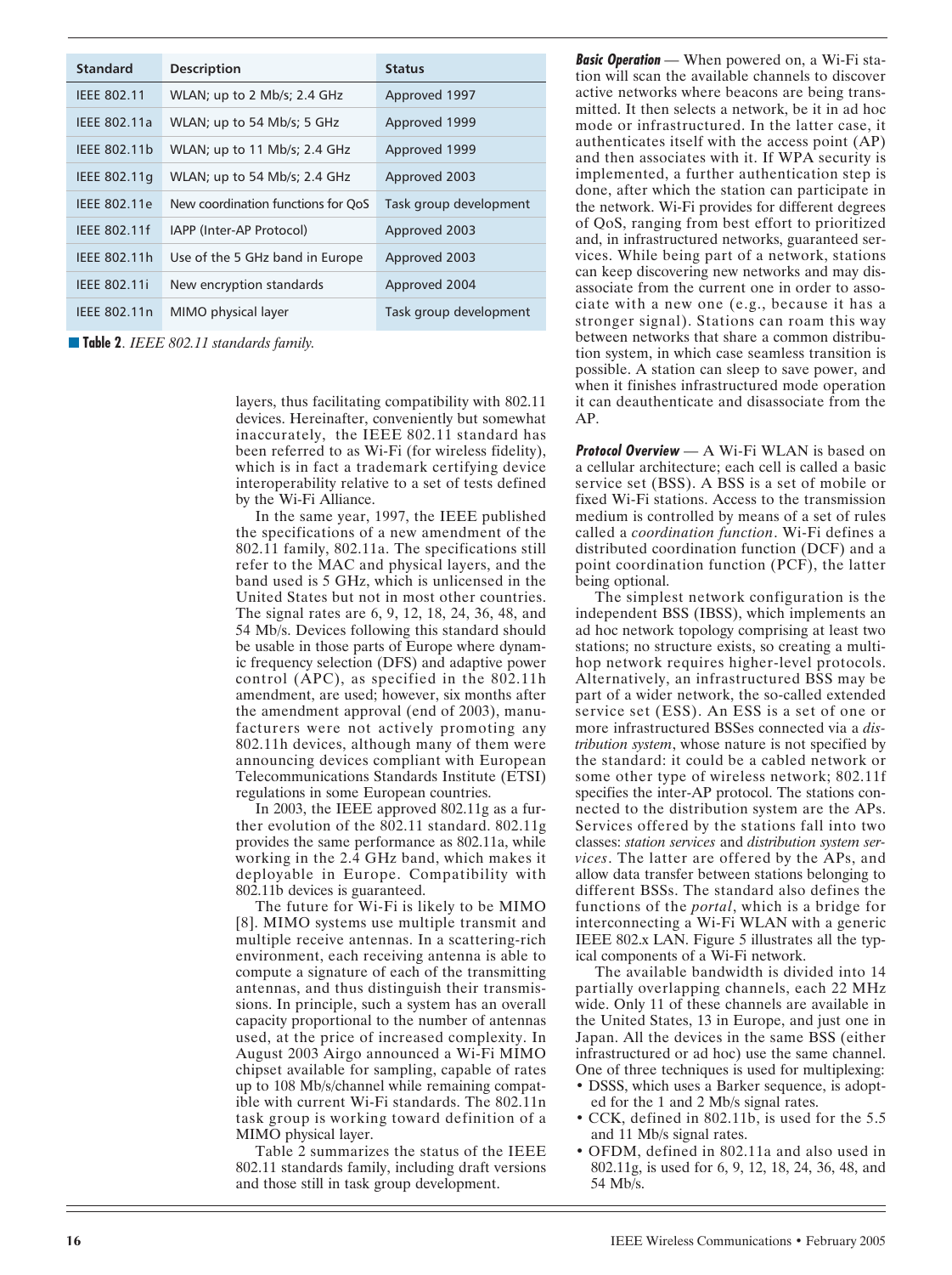| Standard | Description | Status |
| --- | --- | --- |
| IEEE 802.11 | WLAN; up to 2 Mb/s; 2.4 GHz | Approved 1997 |
| IEEE 802.11a | WLAN; up to 54 Mb/s; 5 GHz | Approved 1999 |
| IEEE 802.11b | WLAN; up to 11 Mb/s; 2.4 GHz | Approved 1999 |
| IEEE 802.11g | WLAN; up to 54 Mb/s; 2.4 GHz | Approved 2003 |
| IEEE 802.11e | New coordination functions for QoS | Task group development |
| IEEE 802.11f | IAPP (Inter-AP Protocol) | Approved 2003 |
| IEEE 802.11h | Use of the 5 GHz band in Europe | Approved 2003 |
| IEEE 802.11i | New encryption standards | Approved 2004 |
| IEEE 802.11n | MIMO physical layer | Task group development |

**Table 2**. *IEEE 802.11 standards family.*

layers, thus facilitating compatibility with 802.11 devices. Hereinafter, conveniently but somewhat inaccurately, the IEEE 802.11 standard has been referred to as Wi-Fi (for wireless fidelity), which is in fact a trademark certifying device interoperability relative to a set of tests defined by the Wi-Fi Alliance.

In the same year, 1997, the IEEE published the specifications of a new amendment of the 802.11 family, 802.11a. The specifications still refer to the MAC and physical layers, and the band used is 5 GHz, which is unlicensed in the United States but not in most other countries. The signal rates are 6, 9, 12, 18, 24, 36, 48, and 54 Mb/s. Devices following this standard should be usable in those parts of Europe where dynamic frequency selection (DFS) and adaptive power control (APC), as specified in the 802.11h amendment, are used; however, six months after the amendment approval (end of 2003), manufacturers were not actively promoting any 802.11h devices, although many of them were announcing devices compliant with European Telecommunications Standards Institute (ETSI) regulations in some European countries.

In 2003, the IEEE approved 802.11g as a further evolution of the 802.11 standard. 802.11g provides the same performance as 802.11a, while working in the 2.4 GHz band, which makes it deployable in Europe. Compatibility with 802.11b devices is guaranteed.

The future for Wi-Fi is likely to be MIMO [8]. MIMO systems use multiple transmit and multiple receive antennas. In a scattering-rich environment, each receiving antenna is able to compute a signature of each of the transmitting antennas, and thus distinguish their transmissions. In principle, such a system has an overall capacity proportional to the number of antennas used, at the price of increased complexity. In August 2003 Airgo announced a Wi-Fi MIMO chipset available for sampling, capable of rates up to 108 Mb/s/channel while remaining compatible with current Wi-Fi standards. The 802.11n task group is working toward definition of a MIMO physical layer.

Table 2 summarizes the status of the IEEE 802.11 standards family, including draft versions and those still in task group development.

***Basic Operation*** — When powered on, a Wi-Fi station will scan the available channels to discover active networks where beacons are being transmitted. It then selects a network, be it in ad hoc mode or infrastructured. In the latter case, it authenticates itself with the access point (AP) and then associates with it. If WPA security is implemented, a further authentication step is done, after which the station can participate in the network. Wi-Fi provides for different degrees of QoS, ranging from best effort to prioritized and, in infrastructured networks, guaranteed services. While being part of a network, stations can keep discovering new networks and may disassociate from the current one in order to associate with a new one (e.g., because it has a stronger signal). Stations can roam this way between networks that share a common distribution system, in which case seamless transition is possible. A station can sleep to save power, and when it finishes infrastructured mode operation it can deauthenticate and disassociate from the AP.

***Protocol Overview*** — A Wi-Fi WLAN is based on a cellular architecture; each cell is called a basic service set (BSS). A BSS is a set of mobile or fixed Wi-Fi stations. Access to the transmission medium is controlled by means of a set of rules called a *coordination function*. Wi-Fi defines a distributed coordination function (DCF) and a point coordination function (PCF), the latter being optional.

The simplest network configuration is the independent BSS (IBSS), which implements an ad hoc network topology comprising at least two stations; no structure exists, so creating a multihop network requires higher-level protocols. Alternatively, an infrastructured BSS may be part of a wider network, the so-called extended service set (ESS). An ESS is a set of one or more infrastructured BSSes connected via a *distribution system*, whose nature is not specified by the standard: it could be a cabled network or some other type of wireless network; 802.11f specifies the inter-AP protocol. The stations connected to the distribution system are the APs. Services offered by the stations fall into two classes: *station services* and *distribution system services*. The latter are offered by the APs, and allow data transfer between stations belonging to different BSSs. The standard also defines the functions of the *portal*, which is a bridge for interconnecting a Wi-Fi WLAN with a generic IEEE 802.x LAN. Figure 5 illustrates all the typical components of a Wi-Fi network.

The available bandwidth is divided into 14 partially overlapping channels, each 22 MHz wide. Only 11 of these channels are available in the United States, 13 in Europe, and just one in Japan. All the devices in the same BSS (either infrastructured or ad hoc) use the same channel. One of three techniques is used for multiplexing:

- DSSS, which uses a Barker sequence, is adopted for the 1 and 2 Mb/s signal rates.
- CCK, defined in 802.11b, is used for the 5.5 and 11 Mb/s signal rates.
- OFDM, defined in 802.11a and also used in 802.11g, is used for 6, 9, 12, 18, 24, 36, 48, and 54 Mb/s.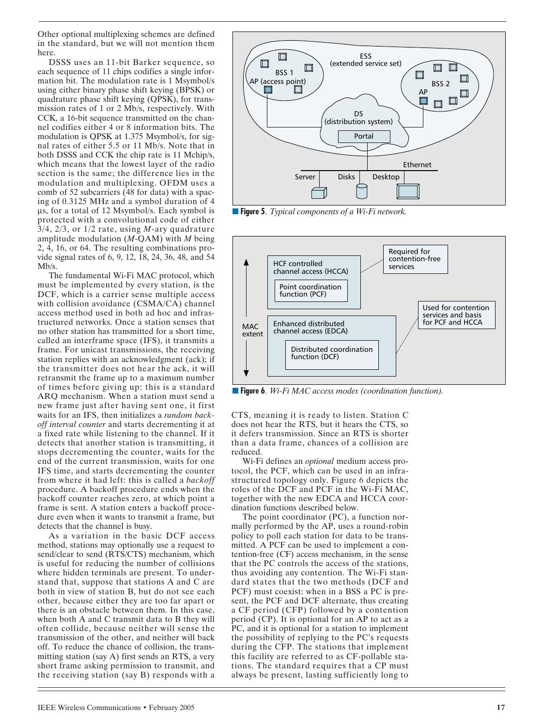Other optional multiplexing schemes are defined in the standard, but we will not mention them here.

DSSS uses an 11-bit Barker sequence, so each sequence of 11 chips codifies a single information bit. The modulation rate is 1 Msymbol/s using either binary phase shift keying (BPSK) or quadrature phase shift keying (QPSK), for transmission rates of 1 or 2 Mb/s, respectively. With CCK, a 16-bit sequence transmitted on the channel codifies either 4 or 8 information bits. The modulation is QPSK at 1.375 Msymbol/s, for signal rates of either 5.5 or 11 Mb/s. Note that in both DSSS and CCK the chip rate is 11 Mchip/s, which means that the lowest layer of the radio section is the same; the difference lies in the modulation and multiplexing. OFDM uses a comb of 52 subcarriers (48 for data) with a spacing of 0.3125 MHz and a symbol duration of 4 μs, for a total of 12 Msymbol/s. Each symbol is protected with a convolutional code of either 3/4, 2/3, or 1/2 rate, using *M*-ary quadrature amplitude modulation (*M*-QAM) with *M* being 2, 4, 16, or 64. The resulting combinations provide signal rates of 6, 9, 12, 18, 24, 36, 48, and 54 Mb/s.

The fundamental Wi-Fi MAC protocol, which must be implemented by every station, is the DCF, which is a carrier sense multiple access with collision avoidance (CSMA/CA) channel access method used in both ad hoc and infrastructured networks. Once a station senses that no other station has transmitted for a short time, called an interframe space (IFS), it transmits a frame. For unicast transmissions, the receiving station replies with an acknowledgment (ack); if the transmitter does not hear the ack, it will retransmit the frame up to a maximum number of times before giving up: this is a standard ARQ mechanism. When a station must send a new frame just after having sent one, it first waits for an IFS, then initializes a *random backoff interval counter* and starts decrementing it at a fixed rate while listening to the channel. If it detects that another station is transmitting, it stops decrementing the counter, waits for the end of the current transmission, waits for one IFS time, and starts decrementing the counter from where it had left: this is called a *backoff* procedure. A backoff procedure ends when the backoff counter reaches zero, at which point a frame is sent. A station enters a backoff procedure even when it wants to transmit a frame, but detects that the channel is busy.

As a variation in the basic DCF access method, stations may optionally use a request to send/clear to send (RTS/CTS) mechanism, which is useful for reducing the number of collisions where hidden terminals are present. To understand that, suppose that stations A and C are both in view of station B, but do not see each other, because either they are too far apart or there is an obstacle between them. In this case, when both A and C transmit data to B they will often collide, because neither will sense the transmission of the other, and neither will back off. To reduce the chance of collision, the transmitting station (say A) first sends an RTS, a very short frame asking permission to transmit, and the receiving station (say B) responds with a CTS, meaning it is ready to listen. Station C does not hear the RTS, but it hears the CTS, so it defers transmission. Since an RTS is shorter than a data frame, chances of a collision are reduced.

**Figure 5**. *Typical components of a Wi-Fi network.*

**Figure 6**. *Wi-Fi MAC access modes (coordination function).*

Wi-Fi defines an *optional* medium access protocol, the PCF, which can be used in an infrastructured topology only. Figure 6 depicts the roles of the DCF and PCF in the Wi-Fi MAC, together with the new EDCA and HCCA coordination functions described below.

The point coordinator (PC), a function normally performed by the AP, uses a round-robin policy to poll each station for data to be transmitted. A PCF can be used to implement a contention-free (CF) access mechanism, in the sense that the PC controls the access of the stations, thus avoiding any contention. The Wi-Fi standard states that the two methods (DCF and PCF) must coexist: when in a BSS a PC is present, the PCF and DCF alternate, thus creating a CF period (CFP) followed by a contention period (CP). It is optional for an AP to act as a PC, and it is optional for a station to implement the possibility of replying to the PC's requests during the CFP. The stations that implement this facility are referred to as CF-pollable stations. The standard requires that a CP must always be present, lasting sufficiently long to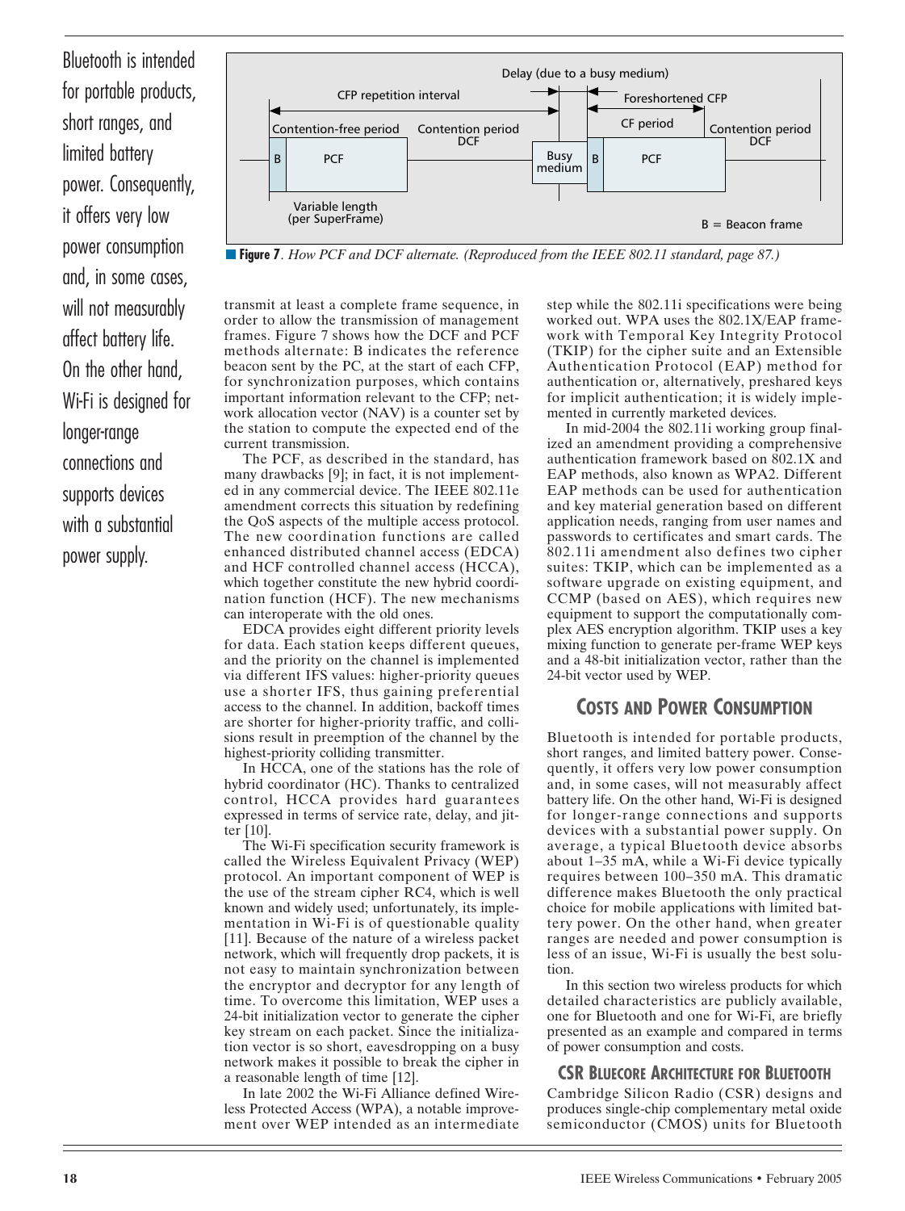**Figure 7**. *How PCF and DCF alternate. (Reproduced from the IEEE 802.11 standard, page 87.)*

transmit at least a complete frame sequence, in order to allow the transmission of management frames. Figure 7 shows how the DCF and PCF methods alternate: B indicates the reference beacon sent by the PC, at the start of each CFP, for synchronization purposes, which contains important information relevant to the CFP; network allocation vector (NAV) is a counter set by the station to compute the expected end of the current transmission.

The PCF, as described in the standard, has many drawbacks [9]; in fact, it is not implemented in any commercial device. The IEEE 802.11e amendment corrects this situation by redefining the QoS aspects of the multiple access protocol. The new coordination functions are called enhanced distributed channel access (EDCA) and HCF controlled channel access (HCCA), which together constitute the new hybrid coordination function (HCF). The new mechanisms can interoperate with the old ones.

EDCA provides eight different priority levels for data. Each station keeps different queues, and the priority on the channel is implemented via different IFS values: higher-priority queues use a shorter IFS, thus gaining preferential access to the channel. In addition, backoff times are shorter for higher-priority traffic, and collisions result in preemption of the channel by the highest-priority colliding transmitter.

In HCCA, one of the stations has the role of hybrid coordinator (HC). Thanks to centralized control, HCCA provides hard guarantees expressed in terms of service rate, delay, and jitter [10].

The Wi-Fi specification security framework is called the Wireless Equivalent Privacy (WEP) protocol. An important component of WEP is the use of the stream cipher RC4, which is well known and widely used; unfortunately, its implementation in Wi-Fi is of questionable quality [11]. Because of the nature of a wireless packet network, which will frequently drop packets, it is not easy to maintain synchronization between the encryptor and decryptor for any length of time. To overcome this limitation, WEP uses a 24-bit initialization vector to generate the cipher key stream on each packet. Since the initialization vector is so short, eavesdropping on a busy network makes it possible to break the cipher in a reasonable length of time [12].

In late 2002 the Wi-Fi Alliance defined Wireless Protected Access (WPA), a notable improvement over WEP intended as an intermediate step while the 802.11i specifications were being worked out. WPA uses the 802.1X/EAP framework with Temporal Key Integrity Protocol (TKIP) for the cipher suite and an Extensible Authentication Protocol (EAP) method for authentication or, alternatively, preshared keys for implicit authentication; it is widely implemented in currently marketed devices.

In mid-2004 the 802.11i working group finalized an amendment providing a comprehensive authentication framework based on 802.1X and EAP methods, also known as WPA2. Different EAP methods can be used for authentication and key material generation based on different application needs, ranging from user names and passwords to certificates and smart cards. The 802.11i amendment also defines two cipher suites: TKIP, which can be implemented as a software upgrade on existing equipment, and CCMP (based on AES), which requires new equipment to support the computationally complex AES encryption algorithm. TKIP uses a key mixing function to generate per-frame WEP keys and a 48-bit initialization vector, rather than the 24-bit vector used by WEP.

## Costs and Power Consumption

Bluetooth is intended for portable products, short ranges, and limited battery power. Consequently, it offers very low power consumption and, in some cases, will not measurably affect battery life. On the other hand, Wi-Fi is designed for longer-range connections and supports devices with a substantial power supply. On average, a typical Bluetooth device absorbs about 1–35 mA, while a Wi-Fi device typically requires between 100–350 mA. This dramatic difference makes Bluetooth the only practical choice for mobile applications with limited battery power. On the other hand, when greater ranges are needed and power consumption is less of an issue, Wi-Fi is usually the best solution.

In this section two wireless products for which detailed characteristics are publicly available, one for Bluetooth and one for Wi-Fi, are briefly presented as an example and compared in terms of power consumption and costs.

### CSR Bluecore Architecture for Bluetooth

Cambridge Silicon Radio (CSR) designs and produces single-chip complementary metal oxide semiconductor (CMOS) units for Bluetooth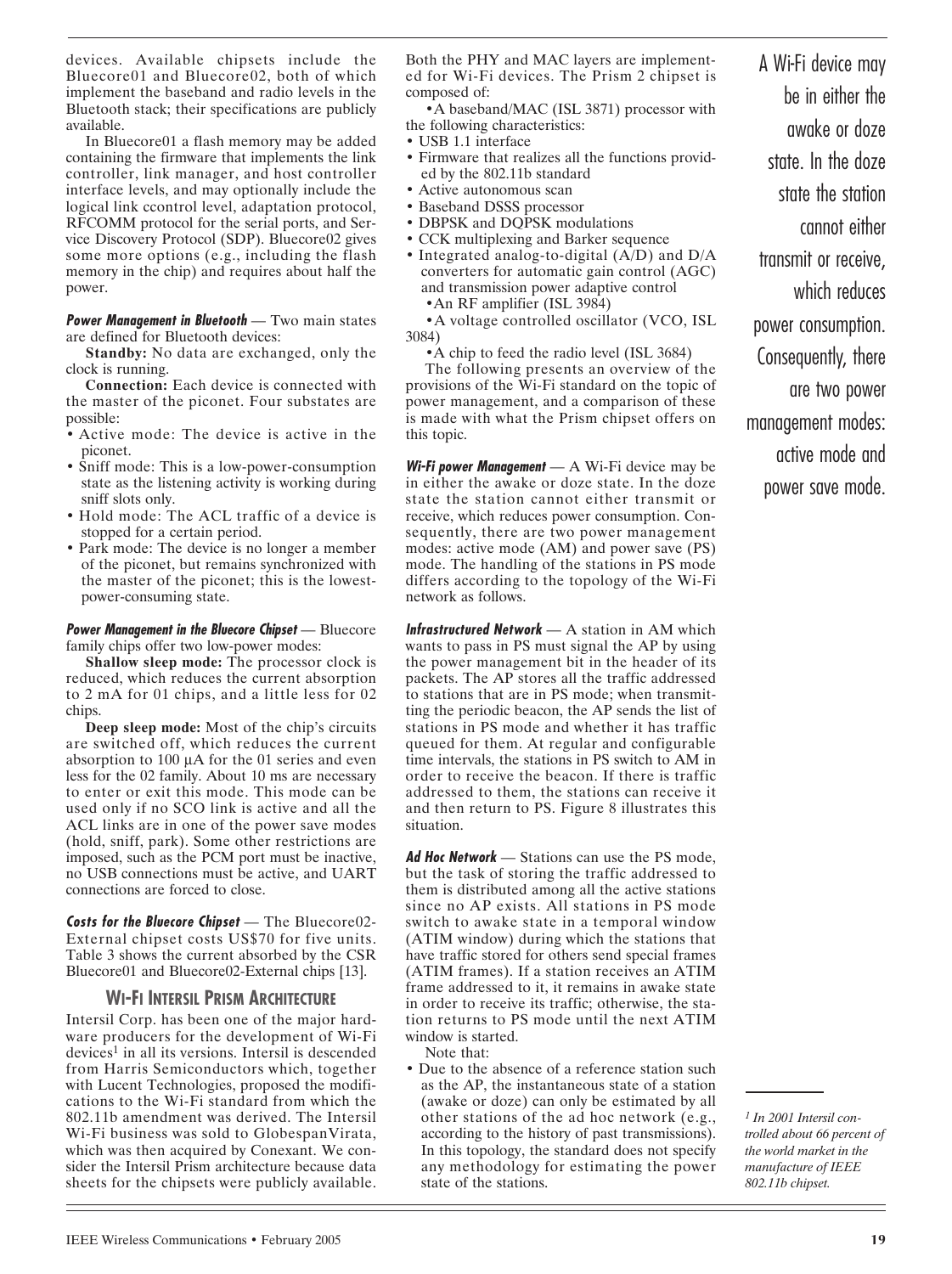devices. Available chipsets include the Bluecore01 and Bluecore02, both of which implement the baseband and radio levels in the Bluetooth stack; their specifications are publicly available.

In Bluecore01 a flash memory may be added containing the firmware that implements the link controller, link manager, and host controller interface levels, and may optionally include the logical link ccontrol level, adaptation protocol, RFCOMM protocol for the serial ports, and Service Discovery Protocol (SDP). Bluecore02 gives some more options (e.g., including the flash memory in the chip) and requires about half the power.

***Power Management in Bluetooth*** — Two main states are defined for Bluetooth devices:

**Standby:** No data are exchanged, only the clock is running.

**Connection:** Each device is connected with the master of the piconet. Four substates are possible:

- Active mode: The device is active in the piconet.
- Sniff mode: This is a low-power-consumption state as the listening activity is working during sniff slots only.
- Hold mode: The ACL traffic of a device is stopped for a certain period.
- Park mode: The device is no longer a member of the piconet, but remains synchronized with the master of the piconet; this is the lowest-power-consuming state.

***Power Management in the Bluecore Chipset*** — Bluecore family chips offer two low-power modes:

**Shallow sleep mode:** The processor clock is reduced, which reduces the current absorption to 2 mA for 01 chips, and a little less for 02 chips.

**Deep sleep mode:** Most of the chip's circuits are switched off, which reduces the current absorption to 100 μA for the 01 series and even less for the 02 family. About 10 ms are necessary to enter or exit this mode. This mode can be used only if no SCO link is active and all the ACL links are in one of the power save modes (hold, sniff, park). Some other restrictions are imposed, such as the PCM port must be inactive, no USB connections must be active, and UART connections are forced to close.

***Costs for the Bluecore Chipset*** — The Bluecore02-External chipset costs US$70 for five units. Table 3 shows the current absorbed by the CSR Bluecore01 and Bluecore02-External chips [13].

## Wi-Fi Intersil Prism Architecture

Intersil Corp. has been one of the major hardware producers for the development of Wi-Fi devices[1] in all its versions. Intersil is descended from Harris Semiconductors which, together with Lucent Technologies, proposed the modifications to the Wi-Fi standard from which the 802.11b amendment was derived. The Intersil Wi-Fi business was sold to GlobespanVirata, which was then acquired by Conexant. We consider the Intersil Prism architecture because data sheets for the chipsets were publicly available.

Both the PHY and MAC layers are implemented for Wi-Fi devices. The Prism 2 chipset is composed of:

- A baseband/MAC (ISL 3871) processor with the following characteristics:
  - USB 1.1 interface
  - Firmware that realizes all the functions provided by the 802.11b standard
  - Active autonomous scan
  - Baseband DSSS processor
  - DBPSK and DQPSK modulations
  - CCK multiplexing and Barker sequence
  - Integrated analog-to-digital (A/D) and D/A converters for automatic gain control (AGC) and transmission power adaptive control
- An RF amplifier (ISL 3984)
- A voltage controlled oscillator (VCO, ISL 3084)
- A chip to feed the radio level (ISL 3684)

The following presents an overview of the provisions of the Wi-Fi standard on the topic of power management, and a comparison of these is made with what the Prism chipset offers on this topic.

***Wi-Fi power Management*** — A Wi-Fi device may be in either the awake or doze state. In the doze state the station cannot either transmit or receive, which reduces power consumption. Consequently, there are two power management modes: active mode (AM) and power save (PS) mode. The handling of the stations in PS mode differs according to the topology of the Wi-Fi network as follows.

***Infrastructured Network*** — A station in AM which wants to pass in PS must signal the AP by using the power management bit in the header of its packets. The AP stores all the traffic addressed to stations that are in PS mode; when transmitting the periodic beacon, the AP sends the list of stations in PS mode and whether it has traffic queued for them. At regular and configurable time intervals, the stations in PS switch to AM in order to receive the beacon. If there is traffic addressed to them, the stations can receive it and then return to PS. Figure 8 illustrates this situation.

***Ad Hoc Network*** — Stations can use the PS mode, but the task of storing the traffic addressed to them is distributed among all the active stations since no AP exists. All stations in PS mode switch to awake state in a temporal window (ATIM window) during which the stations that have traffic stored for others send special frames (ATIM frames). If a station receives an ATIM frame addressed to it, it remains in awake state in order to receive its traffic; otherwise, the station returns to PS mode until the next ATIM window is started.

Note that:

- Due to the absence of a reference station such as the AP, the instantaneous state of a station (awake or doze) can only be estimated by all other stations of the ad hoc network (e.g., according to the history of past transmissions). In this topology, the standard does not specify any methodology for estimating the power state of the stations.

A Wi-Fi device may be in either the awake or doze state. In the doze state the station cannot either transmit or receive, which reduces power consumption. Consequently, there are two power management modes: active mode and power save mode.

---

[1] *In 2001 Intersil controlled about 66 percent of the world market in the manufacture of IEEE 802.11b chipset.*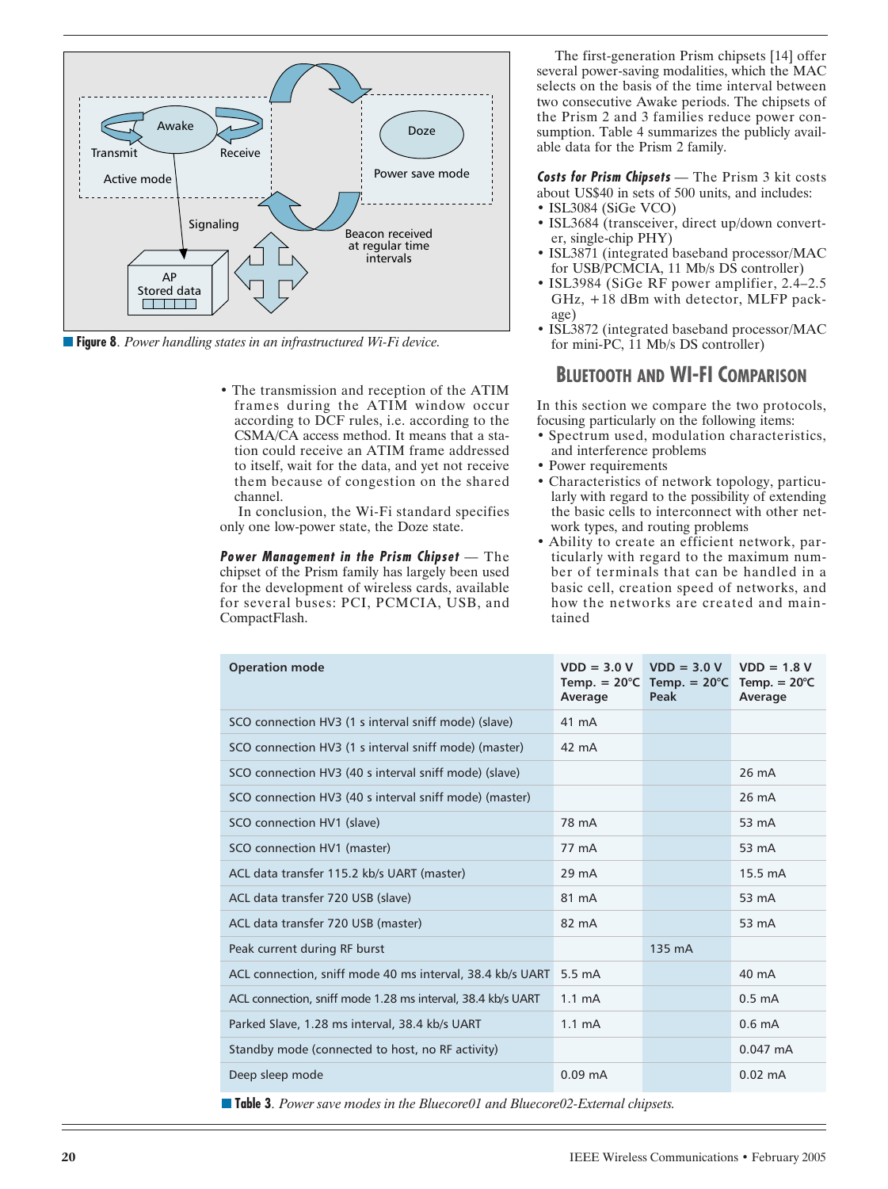**Figure 8**. *Power handling states in an infrastructured Wi-Fi device.*

- The transmission and reception of the ATIM frames during the ATIM window occur according to DCF rules, i.e. according to the CSMA/CA access method. It means that a station could receive an ATIM frame addressed to itself, wait for the data, and yet not receive them because of congestion on the shared channel.

In conclusion, the Wi-Fi standard specifies only one low-power state, the Doze state.

***Power Management in the Prism Chipset*** — The chipset of the Prism family has largely been used for the development of wireless cards, available for several buses: PCI, PCMCIA, USB, and CompactFlash.

The first-generation Prism chipsets [14] offer several power-saving modalities, which the MAC selects on the basis of the time interval between two consecutive Awake periods. The chipsets of the Prism 2 and 3 families reduce power consumption. Table 4 summarizes the publicly available data for the Prism 2 family.

***Costs for Prism Chipsets*** — The Prism 3 kit costs about US$40 in sets of 500 units, and includes:

- ISL3084 (SiGe VCO)
- ISL3684 (transceiver, direct up/down converter, single-chip PHY)
- ISL3871 (integrated baseband processor/MAC for USB/PCMCIA, 11 Mb/s DS controller)
- ISL3984 (SiGe RF power amplifier, 2.4–2.5 GHz, +18 dBm with detector, MLFP package)
- ISL3872 (integrated baseband processor/MAC for mini-PC, 11 Mb/s DS controller)

## Bluetooth and Wi-Fi Comparison

In this section we compare the two protocols, focusing particularly on the following items:

- Spectrum used, modulation characteristics, and interference problems
- Power requirements
- Characteristics of network topology, particularly with regard to the possibility of extending the basic cells to interconnect with other network types, and routing problems
- Ability to create an efficient network, particularly with regard to the maximum number of terminals that can be handled in a basic cell, creation speed of networks, and how the networks are created and maintained

| Operation mode | VDD = 3.0 V Temp. = 20°C Average | VDD = 3.0 V Temp. = 20°C Peak | VDD = 1.8 V Temp. = 20°C Average |
|---|---|---|---|
| SCO connection HV3 (1 s interval sniff mode) (slave) | 41 mA | | |
| SCO connection HV3 (1 s interval sniff mode) (master) | 42 mA | | |
| SCO connection HV3 (40 s interval sniff mode) (slave) | | | 26 mA |
| SCO connection HV3 (40 s interval sniff mode) (master) | | | 26 mA |
| SCO connection HV1 (slave) | 78 mA | | 53 mA |
| SCO connection HV1 (master) | 77 mA | | 53 mA |
| ACL data transfer 115.2 kb/s UART (master) | 29 mA | | 15.5 mA |
| ACL data transfer 720 USB (slave) | 81 mA | | 53 mA |
| ACL data transfer 720 USB (master) | 82 mA | | 53 mA |
| Peak current during RF burst | | 135 mA | |
| ACL connection, sniff mode 40 ms interval, 38.4 kb/s UART | 5.5 mA | | 40 mA |
| ACL connection, sniff mode 1.28 ms interval, 38.4 kb/s UART | 1.1 mA | | 0.5 mA |
| Parked Slave, 1.28 ms interval, 38.4 kb/s UART | 1.1 mA | | 0.6 mA |
| Standby mode (connected to host, no RF activity) | | | 0.047 mA |
| Deep sleep mode | 0.09 mA | | 0.02 mA |

**Table 3**. *Power save modes in the Bluecore01 and Bluecore02-External chipsets.*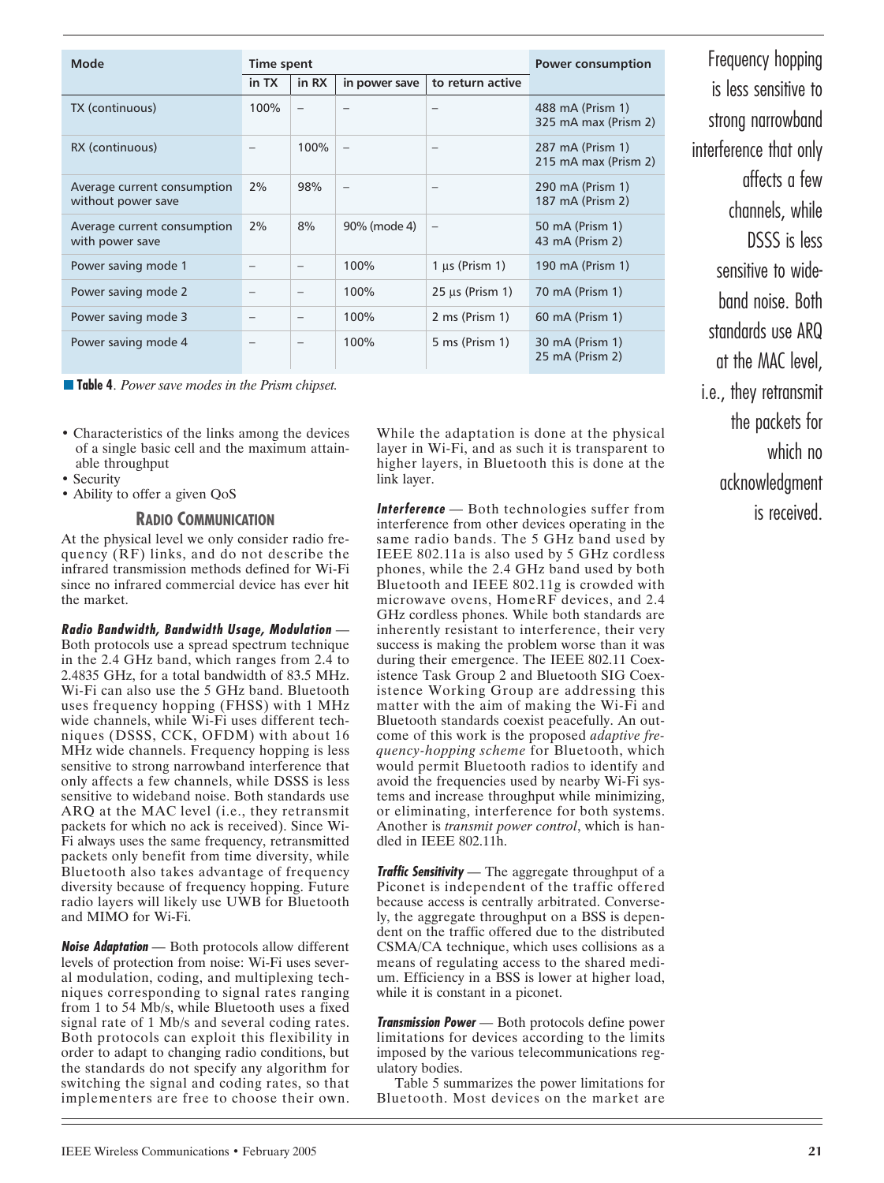| Mode | Time spent | | | | Power consumption |
|---|---|---|---|---|---|
| | in TX | in RX | in power save | to return active | |
| TX (continuous) | 100% | – | – | – | 488 mA (Prism 1) 325 mA max (Prism 2) |
| RX (continuous) | – | 100% | – | – | 287 mA (Prism 1) 215 mA max (Prism 2) |
| Average current consumption without power save | 2% | 98% | – | – | 290 mA (Prism 1) 187 mA (Prism 2) |
| Average current consumption with power save | 2% | 8% | 90% (mode 4) | – | 50 mA (Prism 1) 43 mA (Prism 2) |
| Power saving mode 1 | – | – | 100% | 1 μs (Prism 1) | 190 mA (Prism 1) |
| Power saving mode 2 | – | – | 100% | 25 μs (Prism 1) | 70 mA (Prism 1) |
| Power saving mode 3 | – | – | 100% | 2 ms (Prism 1) | 60 mA (Prism 1) |
| Power saving mode 4 | – | – | 100% | 5 ms (Prism 1) | 30 mA (Prism 1) 25 mA (Prism 2) |

**Table 4**. *Power save modes in the Prism chipset.*

- Characteristics of the links among the devices of a single basic cell and the maximum attainable throughput
- Security
- Ability to offer a given QoS

## Radio Communication

At the physical level we only consider radio frequency (RF) links, and do not describe the infrared transmission methods defined for Wi-Fi since no infrared commercial device has ever hit the market.

***Radio Bandwidth, Bandwidth Usage, Modulation*** — Both protocols use a spread spectrum technique in the 2.4 GHz band, which ranges from 2.4 to 2.4835 GHz, for a total bandwidth of 83.5 MHz. Wi-Fi can also use the 5 GHz band. Bluetooth uses frequency hopping (FHSS) with 1 MHz wide channels, while Wi-Fi uses different techniques (DSSS, CCK, OFDM) with about 16 MHz wide channels. Frequency hopping is less sensitive to strong narrowband interference that only affects a few channels, while DSSS is less sensitive to wideband noise. Both standards use ARQ at the MAC level (i.e., they retransmit packets for which no ack is received). Since Wi-Fi always uses the same frequency, retransmitted packets only benefit from time diversity, while Bluetooth also takes advantage of frequency diversity because of frequency hopping. Future radio layers will likely use UWB for Bluetooth and MIMO for Wi-Fi.

***Noise Adaptation*** — Both protocols allow different levels of protection from noise: Wi-Fi uses several modulation, coding, and multiplexing techniques corresponding to signal rates ranging from 1 to 54 Mb/s, while Bluetooth uses a fixed signal rate of 1 Mb/s and several coding rates. Both protocols can exploit this flexibility in order to adapt to changing radio conditions, but the standards do not specify any algorithm for switching the signal and coding rates, so that implementers are free to choose their own. While the adaptation is done at the physical layer in Wi-Fi, and as such it is transparent to higher layers, in Bluetooth this is done at the link layer.

***Interference*** — Both technologies suffer from interference from other devices operating in the same radio bands. The 5 GHz band used by IEEE 802.11a is also used by 5 GHz cordless phones, while the 2.4 GHz band used by both Bluetooth and IEEE 802.11g is crowded with microwave ovens, HomeRF devices, and 2.4 GHz cordless phones. While both standards are inherently resistant to interference, their very success is making the problem worse than it was during their emergence. The IEEE 802.11 Coexistence Task Group 2 and Bluetooth SIG Coexistence Working Group are addressing this matter with the aim of making the Wi-Fi and Bluetooth standards coexist peacefully. An outcome of this work is the proposed *adaptive frequency-hopping scheme* for Bluetooth, which would permit Bluetooth radios to identify and avoid the frequencies used by nearby Wi-Fi systems and increase throughput while minimizing, or eliminating, interference for both systems. Another is *transmit power control*, which is handled in IEEE 802.11h.

***Traffic Sensitivity*** — The aggregate throughput of a Piconet is independent of the traffic offered because access is centrally arbitrated. Conversely, the aggregate throughput on a BSS is dependent on the traffic offered due to the distributed CSMA/CA technique, which uses collisions as a means of regulating access to the shared medium. Efficiency in a BSS is lower at higher load, while it is constant in a piconet.

***Transmission Power*** — Both protocols define power limitations for devices according to the limits imposed by the various telecommunications regulatory bodies.

Table 5 summarizes the power limitations for Bluetooth. Most devices on the market are

Frequency hopping is less sensitive to strong narrowband interference that only affects a few channels, while DSSS is less sensitive to wide-band noise. Both standards use ARQ at the MAC level, i.e., they retransmit the packets for which no acknowledgment is received.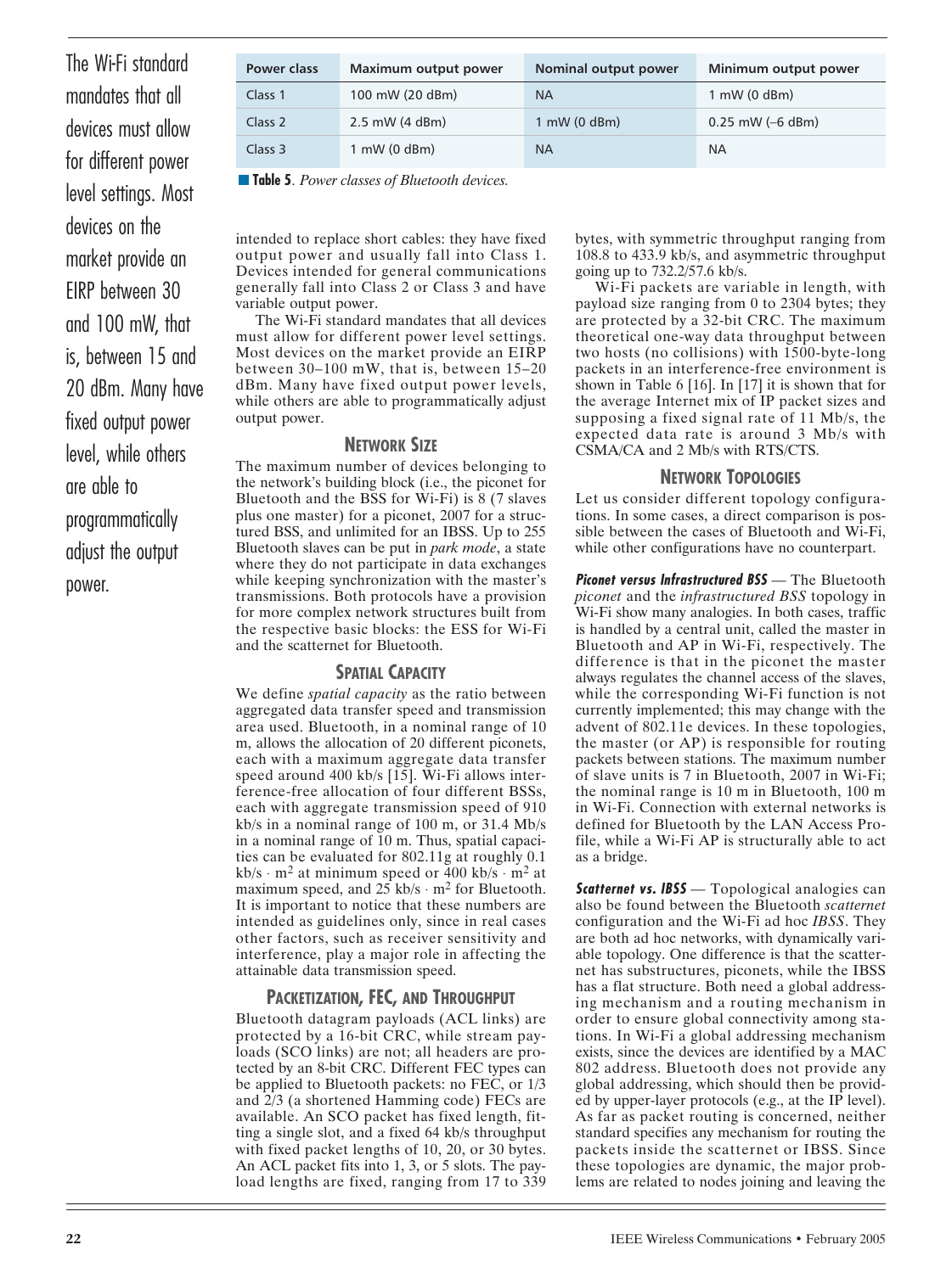The Wi-Fi standard mandates that all devices must allow for different power level settings. Most devices on the market provide an EIRP between 30 and 100 mW, that is, between 15 and 20 dBm. Many have fixed output power level, while others are able to programmatically adjust the output power.

| Power class | Maximum output power | Nominal output power | Minimum output power |
|---|---|---|---|
| Class 1 | 100 mW (20 dBm) | NA | 1 mW (0 dBm) |
| Class 2 | 2.5 mW (4 dBm) | 1 mW (0 dBm) | 0.25 mW (–6 dBm) |
| Class 3 | 1 mW (0 dBm) | NA | NA |

**Table 5**. *Power classes of Bluetooth devices.*

intended to replace short cables: they have fixed output power and usually fall into Class 1. Devices intended for general communications generally fall into Class 2 or Class 3 and have variable output power.

The Wi-Fi standard mandates that all devices must allow for different power level settings. Most devices on the market provide an EIRP between 30–100 mW, that is, between 15–20 dBm. Many have fixed output power levels, while others are able to programmatically adjust output power.

## Network Size

The maximum number of devices belonging to the network's building block (i.e., the piconet for Bluetooth and the BSS for Wi-Fi) is 8 (7 slaves plus one master) for a piconet, 2007 for a structured BSS, and unlimited for an IBSS. Up to 255 Bluetooth slaves can be put in *park mode*, a state where they do not participate in data exchanges while keeping synchronization with the master's transmissions. Both protocols have a provision for more complex network structures built from the respective basic blocks: the ESS for Wi-Fi and the scatternet for Bluetooth.

## Spatial Capacity

We define *spatial capacity* as the ratio between aggregated data transfer speed and transmission area used. Bluetooth, in a nominal range of 10 m, allows the allocation of 20 different piconets, each with a maximum aggregate data transfer speed around 400 kb/s [15]. Wi-Fi allows interference-free allocation of four different BSSs, each with aggregate transmission speed of 910 kb/s in a nominal range of 100 m, or 31.4 Mb/s in a nominal range of 10 m. Thus, spatial capacities can be evaluated for 802.11g at roughly 0.1 $kb/s \cdot m^2$ at minimum speed or 400 $kb/s \cdot m^2$ at maximum speed, and 25 $kb/s \cdot m^2$ for Bluetooth. It is important to notice that these numbers are intended as guidelines only, since in real cases other factors, such as receiver sensitivity and interference, play a major role in affecting the attainable data transmission speed.

## Packetization, FEC, and Throughput

Bluetooth datagram payloads (ACL links) are protected by a 16-bit CRC, while stream payloads (SCO links) are not; all headers are protected by an 8-bit CRC. Different FEC types can be applied to Bluetooth packets: no FEC, or 1/3 and 2/3 (a shortened Hamming code) FECs are available. An SCO packet has fixed length, fitting a single slot, and a fixed 64 kb/s throughput with fixed packet lengths of 10, 20, or 30 bytes. An ACL packet fits into 1, 3, or 5 slots. The payload lengths are fixed, ranging from 17 to 339 bytes, with symmetric throughput ranging from 108.8 to 433.9 kb/s, and asymmetric throughput going up to 732.2/57.6 kb/s.

Wi-Fi packets are variable in length, with payload size ranging from 0 to 2304 bytes; they are protected by a 32-bit CRC. The maximum theoretical one-way data throughput between two hosts (no collisions) with 1500-byte-long packets in an interference-free environment is shown in Table 6 [16]. In [17] it is shown that for the average Internet mix of IP packet sizes and supposing a fixed signal rate of 11 Mb/s, the expected data rate is around 3 Mb/s with CSMA/CA and 2 Mb/s with RTS/CTS.

## Network Topologies

Let us consider different topology configurations. In some cases, a direct comparison is possible between the cases of Bluetooth and Wi-Fi, while other configurations have no counterpart.

***Piconet versus Infrastructured BSS*** — The Bluetooth *piconet* and the *infrastructured BSS* topology in Wi-Fi show many analogies. In both cases, traffic is handled by a central unit, called the master in Bluetooth and AP in Wi-Fi, respectively. The difference is that in the piconet the master always regulates the channel access of the slaves, while the corresponding Wi-Fi function is not currently implemented; this may change with the advent of 802.11e devices. In these topologies, the master (or AP) is responsible for routing packets between stations. The maximum number of slave units is 7 in Bluetooth, 2007 in Wi-Fi; the nominal range is 10 m in Bluetooth, 100 m in Wi-Fi. Connection with external networks is defined for Bluetooth by the LAN Access Profile, while a Wi-Fi AP is structurally able to act as a bridge.

***Scatternet vs. IBSS*** — Topological analogies can also be found between the Bluetooth *scatternet* configuration and the Wi-Fi ad hoc *IBSS*. They are both ad hoc networks, with dynamically variable topology. One difference is that the scatternet has substructures, piconets, while the IBSS has a flat structure. Both need a global addressing mechanism and a routing mechanism in order to ensure global connectivity among stations. In Wi-Fi a global addressing mechanism exists, since the devices are identified by a MAC 802 address. Bluetooth does not provide any global addressing, which should then be provided by upper-layer protocols (e.g., at the IP level). As far as packet routing is concerned, neither standard specifies any mechanism for routing the packets inside the scatternet or IBSS. Since these topologies are dynamic, the major problems are related to nodes joining and leaving the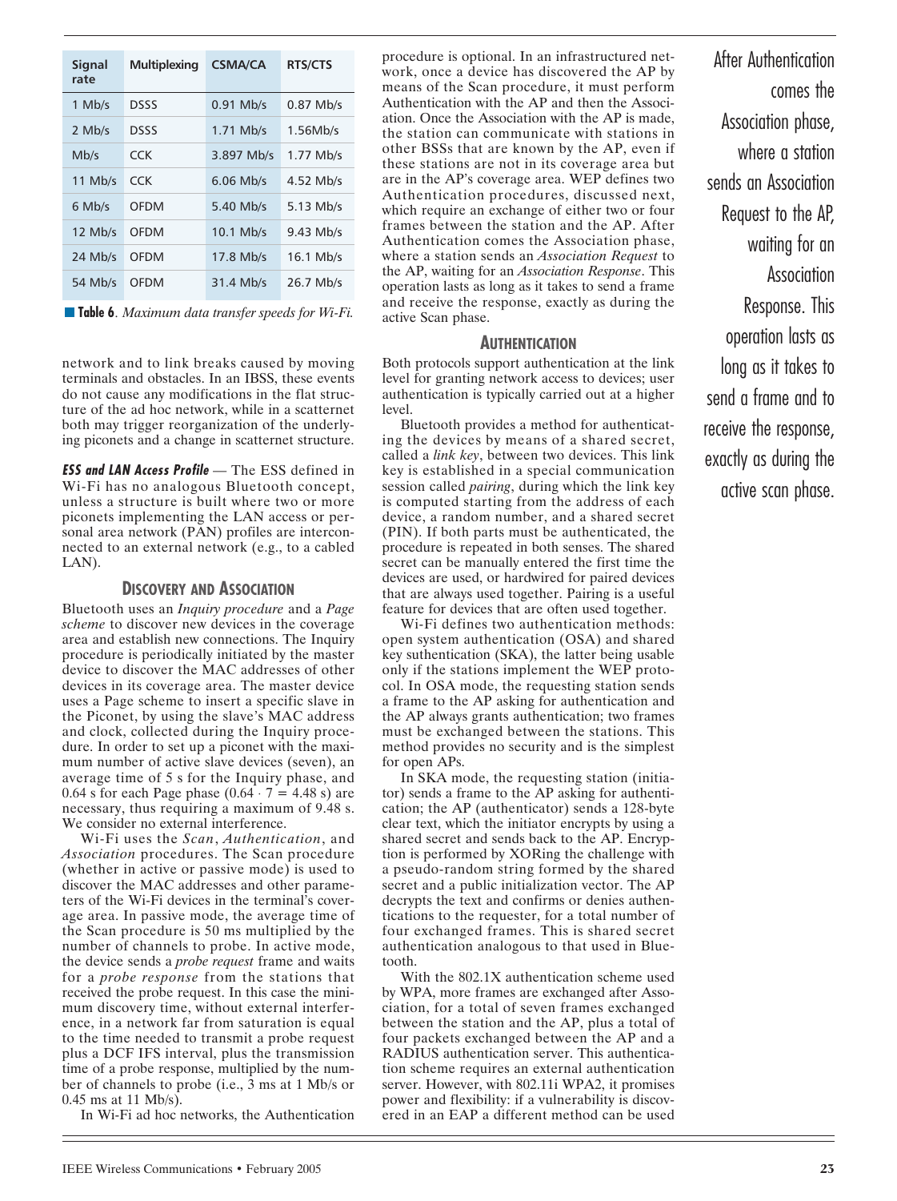| Signal rate | Multiplexing | CSMA/CA | RTS/CTS |
|---|---|---|---|
| 1 Mb/s | DSSS | 0.91 Mb/s | 0.87 Mb/s |
| 2 Mb/s | DSSS | 1.71 Mb/s | 1.56Mb/s |
| Mb/s | CCK | 3.897 Mb/s | 1.77 Mb/s |
| 11 Mb/s | CCK | 6.06 Mb/s | 4.52 Mb/s |
| 6 Mb/s | OFDM | 5.40 Mb/s | 5.13 Mb/s |
| 12 Mb/s | OFDM | 10.1 Mb/s | 9.43 Mb/s |
| 24 Mb/s | OFDM | 17.8 Mb/s | 16.1 Mb/s |
| 54 Mb/s | OFDM | 31.4 Mb/s | 26.7 Mb/s |

**Table 6**. *Maximum data transfer speeds for Wi-Fi.*

network and to link breaks caused by moving terminals and obstacles. In an IBSS, these events do not cause any modifications in the flat structure of the ad hoc network, while in a scatternet both may trigger reorganization of the underlying piconets and a change in scatternet structure.

***ESS and LAN Access Profile*** — The ESS defined in Wi-Fi has no analogous Bluetooth concept, unless a structure is built where two or more piconets implementing the LAN access or personal area network (PAN) profiles are interconnected to an external network (e.g., to a cabled LAN).

## Discovery and Association

Bluetooth uses an *Inquiry procedure* and a *Page scheme* to discover new devices in the coverage area and establish new connections. The Inquiry procedure is periodically initiated by the master device to discover the MAC addresses of other devices in its coverage area. The master device uses a Page scheme to insert a specific slave in the Piconet, by using the slave's MAC address and clock, collected during the Inquiry procedure. In order to set up a piconet with the maximum number of active slave devices (seven), an average time of 5 s for the Inquiry phase, and 0.64 s for each Page phase ($0.64 \cdot 7 = 4.48$ s) are necessary, thus requiring a maximum of 9.48 s. We consider no external interference.

Wi-Fi uses the *Scan*, *Authentication*, and *Association* procedures. The Scan procedure (whether in active or passive mode) is used to discover the MAC addresses and other parameters of the Wi-Fi devices in the terminal's coverage area. In passive mode, the average time of the Scan procedure is 50 ms multiplied by the number of channels to probe. In active mode, the device sends a *probe request* frame and waits for a *probe response* from the stations that received the probe request. In this case the minimum discovery time, without external interference, in a network far from saturation is equal to the time needed to transmit a probe request plus a DCF IFS interval, plus the transmission time of a probe response, multiplied by the number of channels to probe (i.e., 3 ms at 1 Mb/s or 0.45 ms at 11 Mb/s).

In Wi-Fi ad hoc networks, the Authentication procedure is optional. In an infrastructured network, once a device has discovered the AP by means of the Scan procedure, it must perform Authentication with the AP and then the Association. Once the Association with the AP is made, the station can communicate with stations in other BSSs that are known by the AP, even if these stations are not in its coverage area but are in the AP's coverage area. WEP defines two Authentication procedures, discussed next, which require an exchange of either two or four frames between the station and the AP. After Authentication comes the Association phase, where a station sends an *Association Request* to the AP, waiting for an *Association Response*. This operation lasts as long as it takes to send a frame and receive the response, exactly as during the active Scan phase.

After Authentication comes the Association phase, where a station sends an Association Request to the AP, waiting for an Association Response. This operation lasts as long as it takes to send a frame and to receive the response, exactly as during the active scan phase.

## Authentication

Both protocols support authentication at the link level for granting network access to devices; user authentication is typically carried out at a higher level.

Bluetooth provides a method for authenticating the devices by means of a shared secret, called a *link key*, between two devices. This link key is established in a special communication session called *pairing*, during which the link key is computed starting from the address of each device, a random number, and a shared secret (PIN). If both parts must be authenticated, the procedure is repeated in both senses. The shared secret can be manually entered the first time the devices are used, or hardwired for paired devices that are always used together. Pairing is a useful feature for devices that are often used together.

Wi-Fi defines two authentication methods: open system authentication (OSA) and shared key suthentication (SKA), the latter being usable only if the stations implement the WEP protocol. In OSA mode, the requesting station sends a frame to the AP asking for authentication and the AP always grants authentication; two frames must be exchanged between the stations. This method provides no security and is the simplest for open APs.

In SKA mode, the requesting station (initiator) sends a frame to the AP asking for authentication; the AP (authenticator) sends a 128-byte clear text, which the initiator encrypts by using a shared secret and sends back to the AP. Encryption is performed by XORing the challenge with a pseudo-random string formed by the shared secret and a public initialization vector. The AP decrypts the text and confirms or denies authentications to the requester, for a total number of four exchanged frames. This is shared secret authentication analogous to that used in Bluetooth.

With the 802.1X authentication scheme used by WPA, more frames are exchanged after Association, for a total of seven frames exchanged between the station and the AP, plus a total of four packets exchanged between the AP and a RADIUS authentication server. This authentication scheme requires an external authentication server. However, with 802.11i WPA2, it promises power and flexibility: if a vulnerability is discovered in an EAP a different method can be used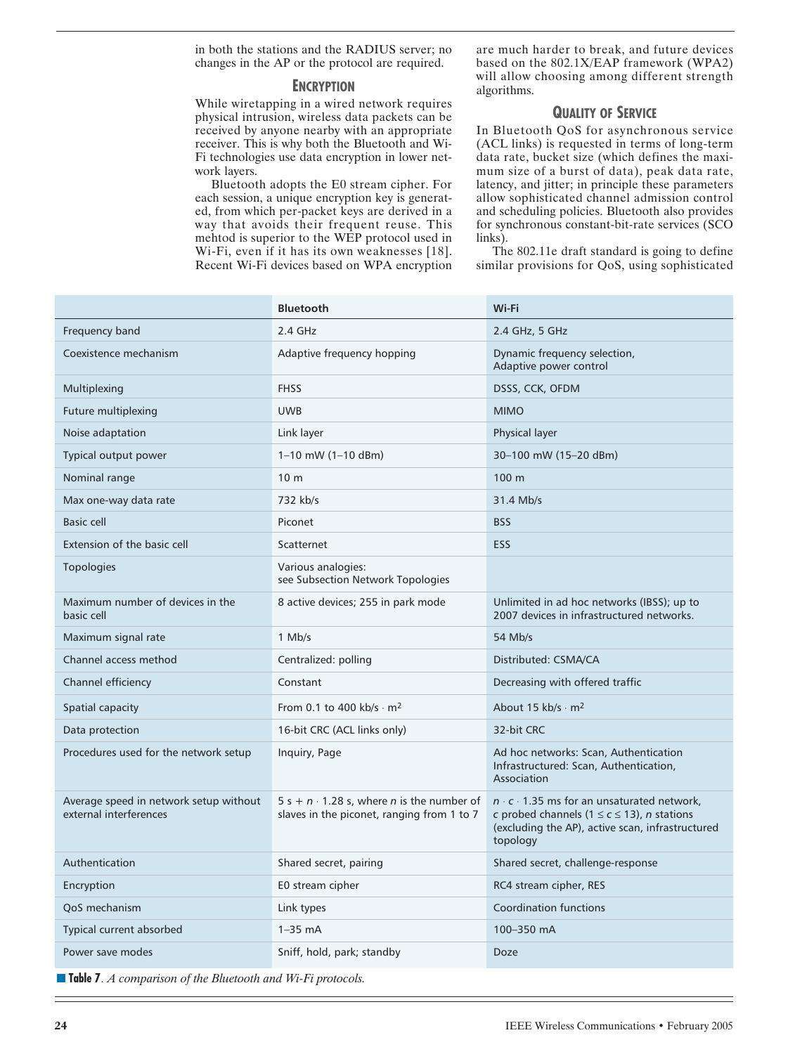in both the stations and the RADIUS server; no changes in the AP or the protocol are required.

### Encryption

While wiretapping in a wired network requires physical intrusion, wireless data packets can be received by anyone nearby with an appropriate receiver. This is why both the Bluetooth and Wi-Fi technologies use data encryption in lower network layers.

Bluetooth adopts the E0 stream cipher. For each session, a unique encryption key is generated, from which per-packet keys are derived in a way that avoids their frequent reuse. This mehtod is superior to the WEP protocol used in Wi-Fi, even if it has its own weaknesses [18]. Recent Wi-Fi devices based on WPA encryption are much harder to break, and future devices based on the 802.1X/EAP framework (WPA2) will allow choosing among different strength algorithms.

### Quality of Service

In Bluetooth QoS for asynchronous service (ACL links) is requested in terms of long-term data rate, bucket size (which defines the maximum size of a burst of data), peak data rate, latency, and jitter; in principle these parameters allow sophisticated channel admission control and scheduling policies. Bluetooth also provides for synchronous constant-bit-rate services (SCO links).

The 802.11e draft standard is going to define similar provisions for QoS, using sophisticated

| | Bluetooth | Wi-Fi |
|---|---|---|
| Frequency band | 2.4 GHz | 2.4 GHz, 5 GHz |
| Coexistence mechanism | Adaptive frequency hopping | Dynamic frequency selection, Adaptive power control |
| Multiplexing | FHSS | DSSS, CCK, OFDM |
| Future multiplexing | UWB | MIMO |
| Noise adaptation | Link layer | Physical layer |
| Typical output power | 1–10 mW (1–10 dBm) | 30–100 mW (15–20 dBm) |
| Nominal range | 10 m | 100 m |
| Max one-way data rate | 732 kb/s | 31.4 Mb/s |
| Basic cell | Piconet | BSS |
| Extension of the basic cell | Scatternet | ESS |
| Topologies | Various analogies: see Subsection Network Topologies | |
| Maximum number of devices in the basic cell | 8 active devices; 255 in park mode | Unlimited in ad hoc networks (IBSS); up to 2007 devices in infrastructured networks. |
| Maximum signal rate | 1 Mb/s | 54 Mb/s |
| Channel access method | Centralized: polling | Distributed: CSMA/CA |
| Channel efficiency | Constant | Decreasing with offered traffic |
| Spatial capacity | From 0.1 to 400 kb/s · m$^2$ | About 15 kb/s · m$^2$ |
| Data protection | 16-bit CRC (ACL links only) | 32-bit CRC |
| Procedures used for the network setup | Inquiry, Page | Ad hoc networks: Scan, Authentication Infrastructured: Scan, Authentication, Association |
| Average speed in network setup without external interferences | 5 s + $n \cdot 1.28$ s, where $n$ is the number of slaves in the piconet, ranging from 1 to 7 | $n \cdot c \cdot 1.35$ ms for an unsaturated network, $c$ probed channels ($1 \le c \le 13$), $n$ stations (excluding the AP), active scan, infrastructured topology |
| Authentication | Shared secret, pairing | Shared secret, challenge-response |
| Encryption | E0 stream cipher | RC4 stream cipher, RES |
| QoS mechanism | Link types | Coordination functions |
| Typical current absorbed | 1–35 mA | 100–350 mA |
| Power save modes | Sniff, hold, park; standby | Doze |

**Table 7**. *A comparison of the Bluetooth and Wi-Fi protocols.*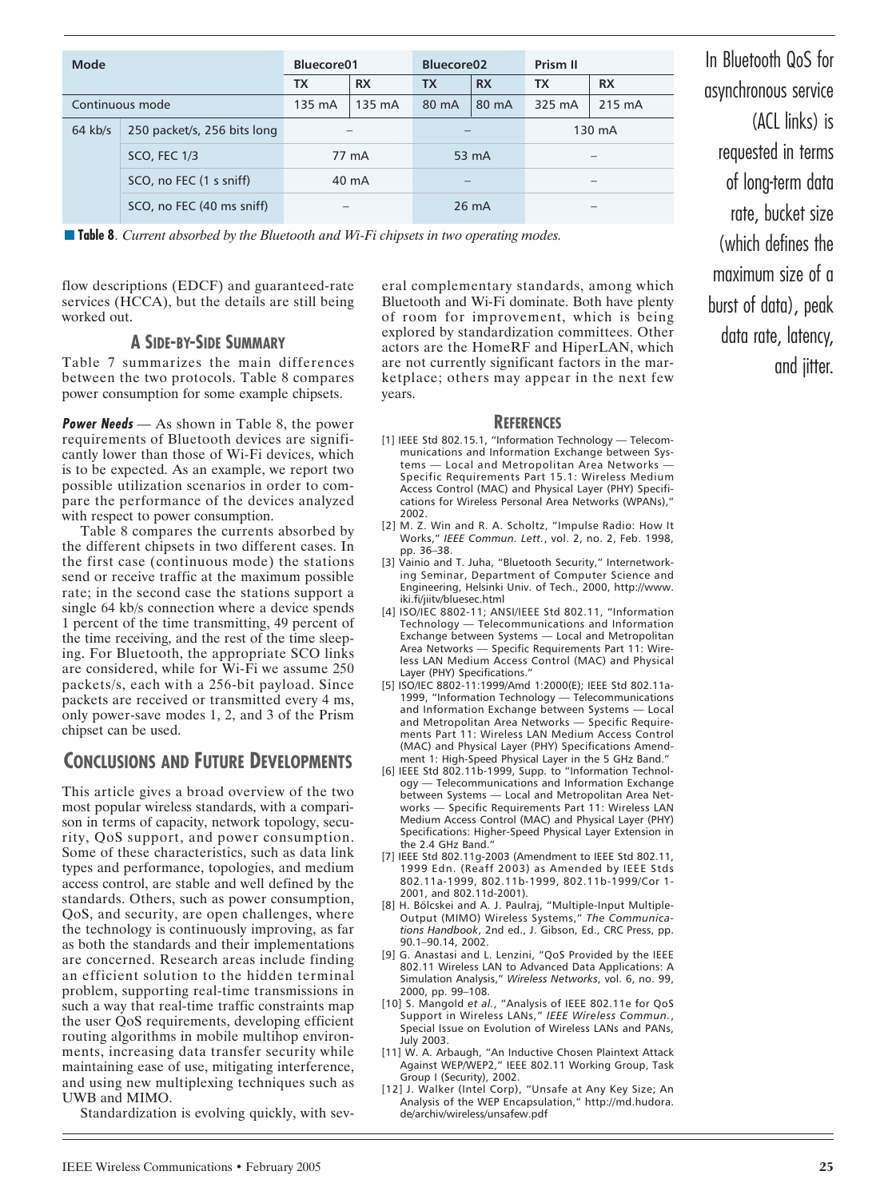| Mode | | Bluecore01 | | Bluecore02 | | Prism II | |
|---|---|---|---|---|---|---|---|
| | | TX | RX | TX | RX | TX | RX |
| Continuous mode | | 135 mA | 135 mA | 80 mA | 80 mA | 325 mA | 215 mA |
| 64 kb/s | 250 packet/s, 256 bits long | – | | – | | 130 mA | |
| | SCO, FEC 1/3 | 77 mA | | 53 mA | | – | |
| | SCO, no FEC (1 s sniff) | 40 mA | | – | | – | |
| | SCO, no FEC (40 ms sniff) | – | | 26 mA | | – | |

**Table 8**. *Current absorbed by the Bluetooth and Wi-Fi chipsets in two operating modes.*

In Bluetooth QoS for asynchronous service (ACL links) is requested in terms of long-term data rate, bucket size (which defines the maximum size of a burst of data), peak data rate, latency, and jitter.

flow descriptions (EDCF) and guaranteed-rate services (HCCA), but the details are still being worked out.

### A Side-by-Side Summary

Table 7 summarizes the main differences between the two protocols. Table 8 compares power consumption for some example chipsets.

***Power Needs*** — As shown in Table 8, the power requirements of Bluetooth devices are significantly lower than those of Wi-Fi devices, which is to be expected. As an example, we report two possible utilization scenarios in order to compare the performance of the devices analyzed with respect to power consumption.

Table 8 compares the currents absorbed by the different chipsets in two different cases. In the first case (continuous mode) the stations send or receive traffic at the maximum possible rate; in the second case the stations support a single 64 kb/s connection where a device spends 1 percent of the time transmitting, 49 percent of the time receiving, and the rest of the time sleeping. For Bluetooth, the appropriate SCO links are considered, while for Wi-Fi we assume 250 packets/s, each with a 256-bit payload. Since packets are received or transmitted every 4 ms, only power-save modes 1, 2, and 3 of the Prism chipset can be used.

## Conclusions and Future Developments

This article gives a broad overview of the two most popular wireless standards, with a comparison in terms of capacity, network topology, security, QoS support, and power consumption. Some of these characteristics, such as data link types and performance, topologies, and medium access control, are stable and well defined by the standards. Others, such as power consumption, QoS, and security, are open challenges, where the technology is continuously improving, as far as both the standards and their implementations are concerned. Research areas include finding an efficient solution to the hidden terminal problem, supporting real-time transmissions in such a way that real-time traffic constraints map the user QoS requirements, developing efficient routing algorithms in mobile multihop environments, increasing data transfer security while maintaining ease of use, mitigating interference, and using new multiplexing techniques such as UWB and MIMO.

Standardization is evolving quickly, with several complementary standards, among which Bluetooth and Wi-Fi dominate. Both have plenty of room for improvement, which is being explored by standardization committees. Other actors are the HomeRF and HiperLAN, which are not currently significant factors in the marketplace; others may appear in the next few years.

## References

[1] IEEE Std 802.15.1, "Information Technology — Telecommunications and Information Exchange between Systems — Local and Metropolitan Area Networks — Specific Requirements Part 15.1: Wireless Medium Access Control (MAC) and Physical Layer (PHY) Specifications for Wireless Personal Area Networks (WPANs)," 2002.

[2] M. Z. Win and R. A. Scholtz, "Impulse Radio: How It Works," *IEEE Commun. Lett.*, vol. 2, no. 2, Feb. 1998, pp. 36–38.

[3] Vainio and T. Juha, "Bluetooth Security," Internetworking Seminar, Department of Computer Science and Engineering, Helsinki Univ. of Tech., 2000, http://www.iki.fi/jiitv/bluesec.html

[4] ISO/IEC 8802-11; ANSI/IEEE Std 802.11, "Information Technology — Telecommunications and Information Exchange between Systems — Local and Metropolitan Area Networks — Specific Requirements Part 11: Wireless LAN Medium Access Control (MAC) and Physical Layer (PHY) Specifications."

[5] ISO/IEC 8802-11:1999/Amd 1:2000(E); IEEE Std 802.11a-1999, "Information Technology — Telecommunications and Information Exchange between Systems — Local and Metropolitan Area Networks — Specific Requirements Part 11: Wireless LAN Medium Access Control (MAC) and Physical Layer (PHY) Specifications Amendment 1: High-Speed Physical Layer in the 5 GHz Band."

[6] IEEE Std 802.11b-1999, Supp. to "Information Technology — Telecommunications and Information Exchange between Systems — Local and Metropolitan Area Networks — Specific Requirements Part 11: Wireless LAN Medium Access Control (MAC) and Physical Layer (PHY) Specifications: Higher-Speed Physical Layer Extension in the 2.4 GHz Band."

[7] IEEE Std 802.11g-2003 (Amendment to IEEE Std 802.11, 1999 Edn. (Reaff 2003) as Amended by IEEE Stds 802.11a-1999, 802.11b-1999, 802.11b-1999/Cor 1-2001, and 802.11d-2001).

[8] H. Bölcskei and A. J. Paulraj, "Multiple-Input Multiple-Output (MIMO) Wireless Systems," *The Communications Handbook*, 2nd ed., J. Gibson, Ed., CRC Press, pp. 90.1–90.14, 2002.

[9] G. Anastasi and L. Lenzini, "QoS Provided by the IEEE 802.11 Wireless LAN to Advanced Data Applications: A Simulation Analysis," *Wireless Networks*, vol. 6, no. 99, 2000, pp. 99–108.

[10] S. Mangold *et al.*, "Analysis of IEEE 802.11e for QoS Support in Wireless LANs," *IEEE Wireless Commun.*, Special Issue on Evolution of Wireless LANs and PANs, July 2003.

[11] W. A. Arbaugh, "An Inductive Chosen Plaintext Attack Against WEP/WEP2," IEEE 802.11 Working Group, Task Group I (Security), 2002.

[12] J. Walker (Intel Corp), "Unsafe at Any Key Size; An Analysis of the WEP Encapsulation," http://md.hudora.de/archiv/wireless/unsafew.pdf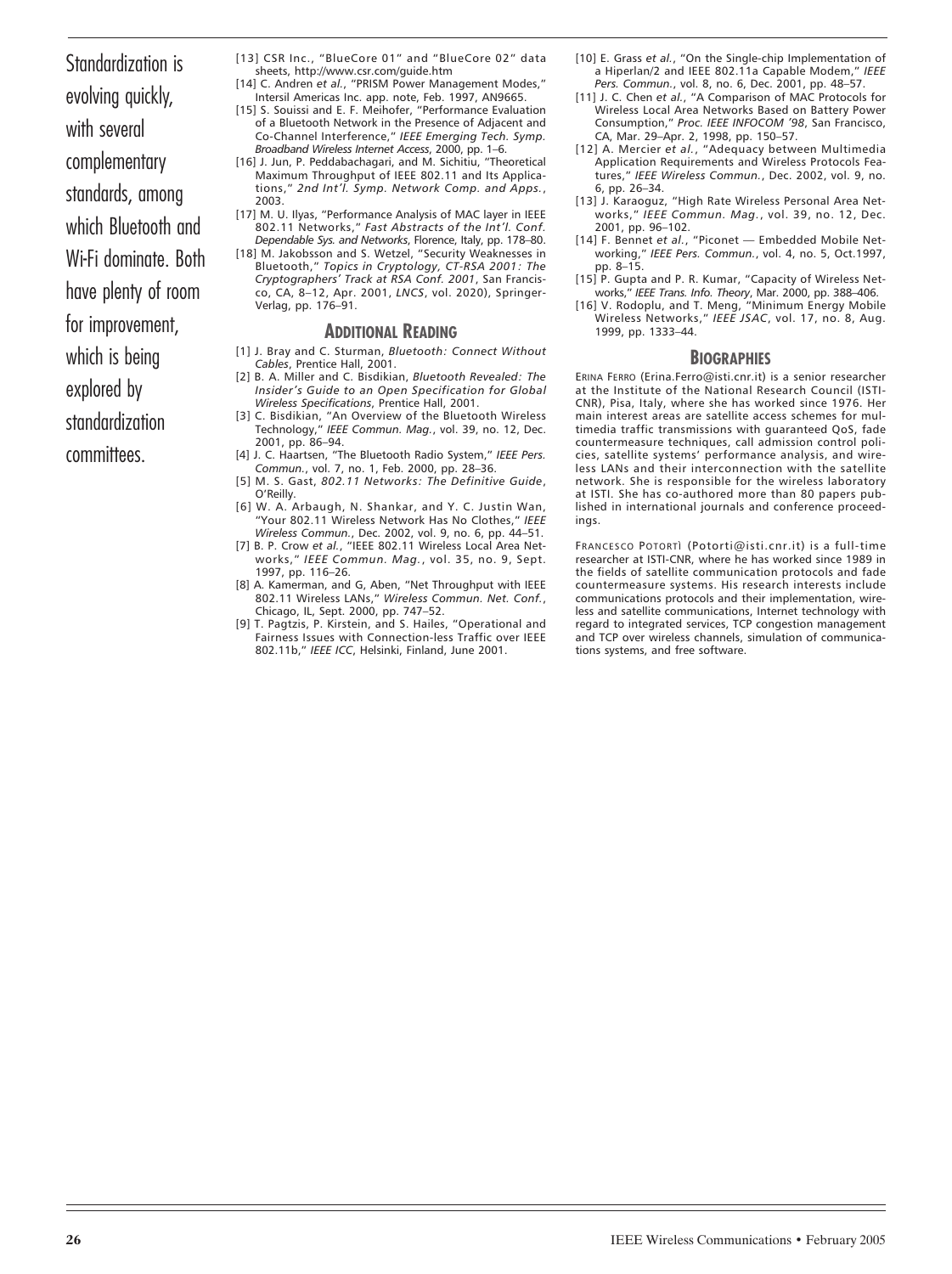Standardization is evolving quickly, with several complementary standards, among which Bluetooth and Wi-Fi dominate. Both have plenty of room for improvement, which is being explored by standardization committees.

[13] CSR Inc., "BlueCore 01" and "BlueCore 02" data sheets, http://www.csr.com/guide.htm

[14] C. Andren *et al.*, "PRISM Power Management Modes," Intersil Americas Inc. app. note, Feb. 1997, AN9665.

[15] S. Souissi and E. F. Meihofer, "Performance Evaluation of a Bluetooth Network in the Presence of Adjacent and Co-Channel Interference," *IEEE Emerging Tech. Symp. Broadband Wireless Internet Access*, 2000, pp. 1–6.

[16] J. Jun, P. Peddabachagari, and M. Sichitiu, "Theoretical Maximum Throughput of IEEE 802.11 and Its Applications," *2nd Int'l. Symp. Network Comp. and Apps.*, 2003.

[17] M. U. Ilyas, "Performance Analysis of MAC layer in IEEE 802.11 Networks," *Fast Abstracts of the Int'l. Conf. Dependable Sys. and Networks*, Florence, Italy, pp. 178–80.

[18] M. Jakobsson and S. Wetzel, "Security Weaknesses in Bluetooth," *Topics in Cryptology, CT-RSA 2001: The Cryptographers' Track at RSA Conf. 2001*, San Francisco, CA, 8–12, Apr. 2001, *LNCS*, vol. 2020), Springer-Verlag, pp. 176–91.

## Additional Reading

[1] J. Bray and C. Sturman, *Bluetooth: Connect Without Cables*, Prentice Hall, 2001.

[2] B. A. Miller and C. Bisdikian, *Bluetooth Revealed: The Insider's Guide to an Open Specification for Global Wireless Specifications*, Prentice Hall, 2001.

[3] C. Bisdikian, "An Overview of the Bluetooth Wireless Technology," *IEEE Commun. Mag.*, vol. 39, no. 12, Dec. 2001, pp. 86–94.

[4] J. C. Haartsen, "The Bluetooth Radio System," *IEEE Pers. Commun.*, vol. 7, no. 1, Feb. 2000, pp. 28–36.

[5] M. S. Gast, *802.11 Networks: The Definitive Guide*, O'Reilly.

[6] W. A. Arbaugh, N. Shankar, and Y. C. Justin Wan, "Your 802.11 Wireless Network Has No Clothes," *IEEE Wireless Commun.*, Dec. 2002, vol. 9, no. 6, pp. 44–51.

[7] B. P. Crow *et al.*, "IEEE 802.11 Wireless Local Area Networks," *IEEE Commun. Mag.*, vol. 35, no. 9, Sept. 1997, pp. 116–26.

[8] A. Kamerman, and G, Aben, "Net Throughput with IEEE 802.11 Wireless LANs," *Wireless Commun. Net. Conf.*, Chicago, IL, Sept. 2000, pp. 747–52.

[9] T. Pagtzis, P. Kirstein, and S. Hailes, "Operational and Fairness Issues with Connection-less Traffic over IEEE 802.11b," *IEEE ICC*, Helsinki, Finland, June 2001.

[10] E. Grass *et al.*, "On the Single-chip Implementation of a Hiperlan/2 and IEEE 802.11a Capable Modem," *IEEE Pers. Commun.*, vol. 8, no. 6, Dec. 2001, pp. 48–57.

[11] J. C. Chen *et al.*, "A Comparison of MAC Protocols for Wireless Local Area Networks Based on Battery Power Consumption," *Proc. IEEE INFOCOM '98*, San Francisco, CA, Mar. 29–Apr. 2, 1998, pp. 150–57.

[12] A. Mercier *et al.*, "Adequacy between Multimedia Application Requirements and Wireless Protocols Features," *IEEE Wireless Commun.*, Dec. 2002, vol. 9, no. 6, pp. 26–34.

[13] J. Karaoguz, "High Rate Wireless Personal Area Networks," *IEEE Commun. Mag.*, vol. 39, no. 12, Dec. 2001, pp. 96–102.

[14] F. Bennet *et al.*, "Piconet — Embedded Mobile Networking," *IEEE Pers. Commun.*, vol. 4, no. 5, Oct.1997, pp. 8–15.

[15] P. Gupta and P. R. Kumar, "Capacity of Wireless Networks," *IEEE Trans. Info. Theory*, Mar. 2000, pp. 388–406.

[16] V. Rodoplu, and T. Meng, "Minimum Energy Mobile Wireless Networks," *IEEE JSAC*, vol. 17, no. 8, Aug. 1999, pp. 1333–44.

## Biographies

Erina Ferro (Erina.Ferro@isti.cnr.it) is a senior researcher at the Institute of the National Research Council (ISTI-CNR), Pisa, Italy, where she has worked since 1976. Her main interest areas are satellite access schemes for multimedia traffic transmissions with guaranteed QoS, fade countermeasure techniques, call admission control policies, satellite systems' performance analysis, and wireless LANs and their interconnection with the satellite network. She is responsible for the wireless laboratory at ISTI. She has co-authored more than 80 papers published in international journals and conference proceedings.

Francesco Potortì (Potorti@isti.cnr.it) is a full-time researcher at ISTI-CNR, where he has worked since 1989 in the fields of satellite communication protocols and fade countermeasure systems. His research interests include communications protocols and their implementation, wireless and satellite communications, Internet technology with regard to integrated services, TCP congestion management and TCP over wireless channels, simulation of communications systems, and free software.